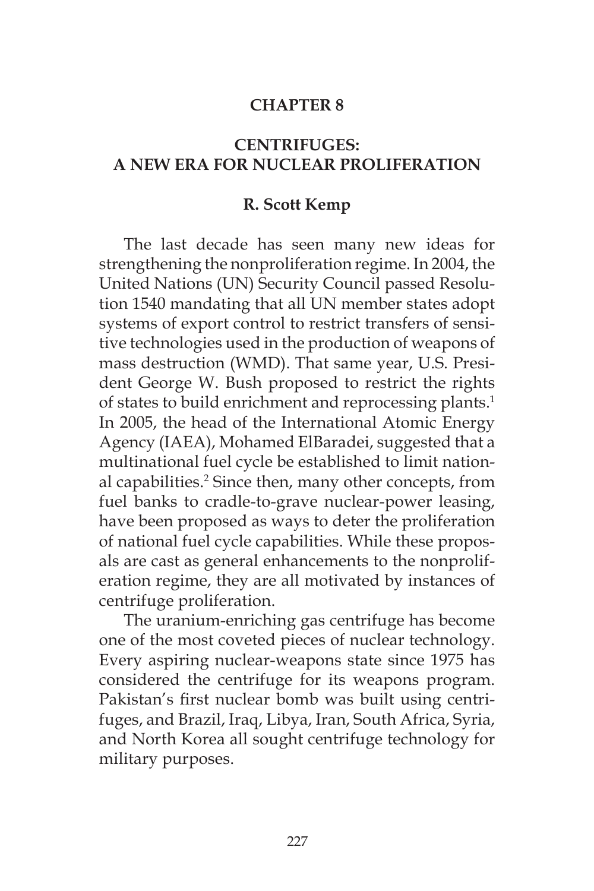# CHAPTER 8

## CENTRIFUGES: A NEW ERA FOR NUCLEAR PROLIFERATION

### R. Scott Kemp

The last decade has seen many new ideas for strengthening the nonproliferation regime. In 2004, the United Nations (UN) Security Council passed Resolution 1540 mandating that all UN member states adopt systems of export control to restrict transfers of sensitive technologies used in the production of weapons of mass destruction (WMD). That same year, U.S. President George W. Bush proposed to restrict the rights of states to build enrichment and reprocessing plants.[1] In 2005, the head of the International Atomic Energy Agency (IAEA), Mohamed ElBaradei, suggested that a multinational fuel cycle be established to limit national capabilities.[2] Since then, many other concepts, from fuel banks to cradle-to-grave nuclear-power leasing, have been proposed as ways to deter the proliferation of national fuel cycle capabilities. While these proposals are cast as general enhancements to the nonproliferation regime, they are all motivated by instances of centrifuge proliferation.

The uranium-enriching gas centrifuge has become one of the most coveted pieces of nuclear technology. Every aspiring nuclear-weapons state since 1975 has considered the centrifuge for its weapons program. Pakistan's first nuclear bomb was built using centrifuges, and Brazil, Iraq, Libya, Iran, South Africa, Syria, and North Korea all sought centrifuge technology for military purposes.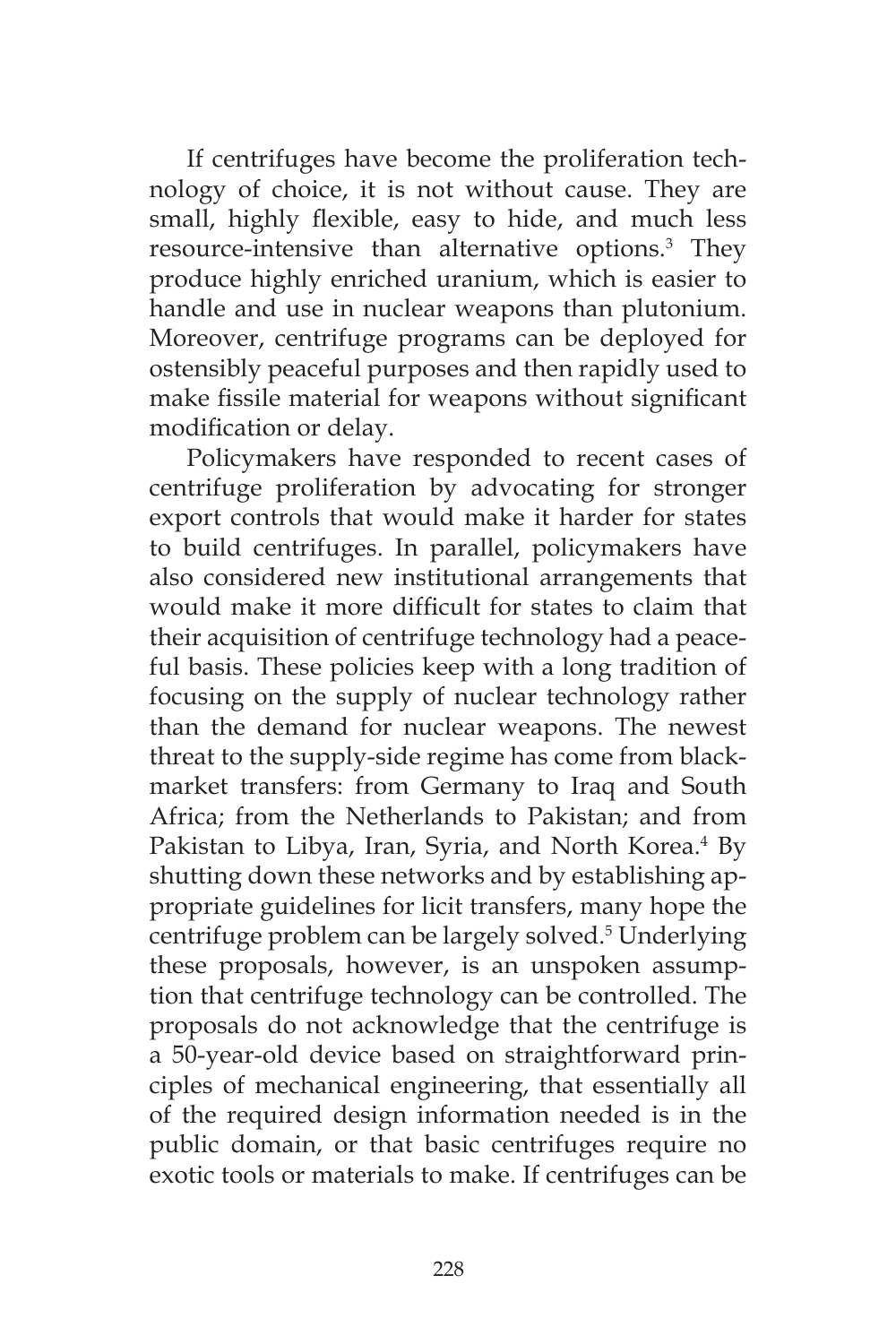If centrifuges have become the proliferation technology of choice, it is not without cause. They are small, highly flexible, easy to hide, and much less resource-intensive than alternative options.[3] They produce highly enriched uranium, which is easier to handle and use in nuclear weapons than plutonium. Moreover, centrifuge programs can be deployed for ostensibly peaceful purposes and then rapidly used to make fissile material for weapons without significant modification or delay.

Policymakers have responded to recent cases of centrifuge proliferation by advocating for stronger export controls that would make it harder for states to build centrifuges. In parallel, policymakers have also considered new institutional arrangements that would make it more difficult for states to claim that their acquisition of centrifuge technology had a peaceful basis. These policies keep with a long tradition of focusing on the supply of nuclear technology rather than the demand for nuclear weapons. The newest threat to the supply-side regime has come from black-market transfers: from Germany to Iraq and South Africa; from the Netherlands to Pakistan; and from Pakistan to Libya, Iran, Syria, and North Korea.[4] By shutting down these networks and by establishing appropriate guidelines for licit transfers, many hope the centrifuge problem can be largely solved.[5] Underlying these proposals, however, is an unspoken assumption that centrifuge technology can be controlled. The proposals do not acknowledge that the centrifuge is a 50-year-old device based on straightforward principles of mechanical engineering, that essentially all of the required design information needed is in the public domain, or that basic centrifuges require no exotic tools or materials to make. If centrifuges can be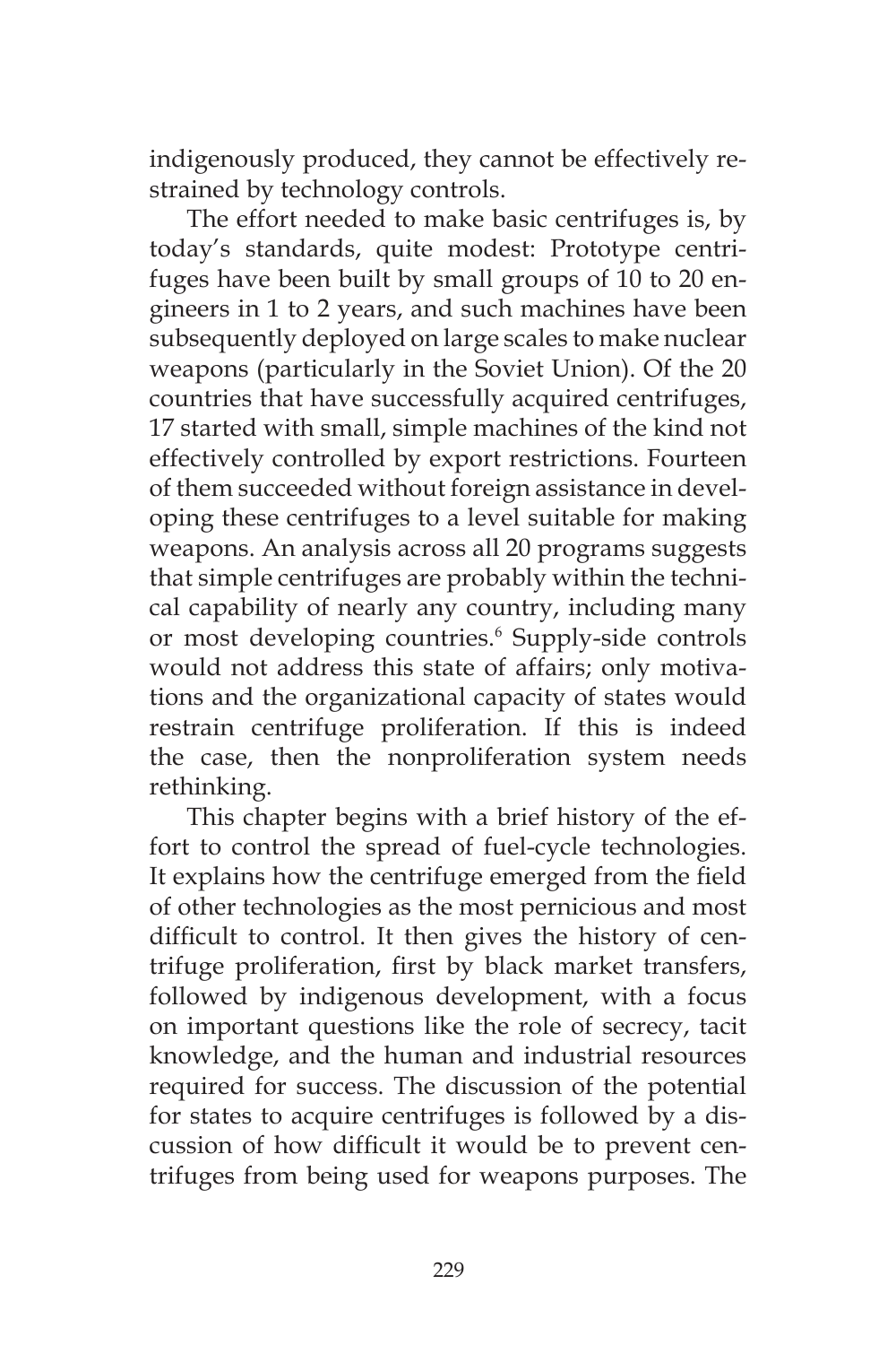indigenously produced, they cannot be effectively restrained by technology controls.

The effort needed to make basic centrifuges is, by today's standards, quite modest: Prototype centrifuges have been built by small groups of 10 to 20 engineers in 1 to 2 years, and such machines have been subsequently deployed on large scales to make nuclear weapons (particularly in the Soviet Union). Of the 20 countries that have successfully acquired centrifuges, 17 started with small, simple machines of the kind not effectively controlled by export restrictions. Fourteen of them succeeded without foreign assistance in developing these centrifuges to a level suitable for making weapons. An analysis across all 20 programs suggests that simple centrifuges are probably within the technical capability of nearly any country, including many or most developing countries.[6] Supply-side controls would not address this state of affairs; only motivations and the organizational capacity of states would restrain centrifuge proliferation. If this is indeed the case, then the nonproliferation system needs rethinking.

This chapter begins with a brief history of the effort to control the spread of fuel-cycle technologies. It explains how the centrifuge emerged from the field of other technologies as the most pernicious and most difficult to control. It then gives the history of centrifuge proliferation, first by black market transfers, followed by indigenous development, with a focus on important questions like the role of secrecy, tacit knowledge, and the human and industrial resources required for success. The discussion of the potential for states to acquire centrifuges is followed by a discussion of how difficult it would be to prevent centrifuges from being used for weapons purposes. The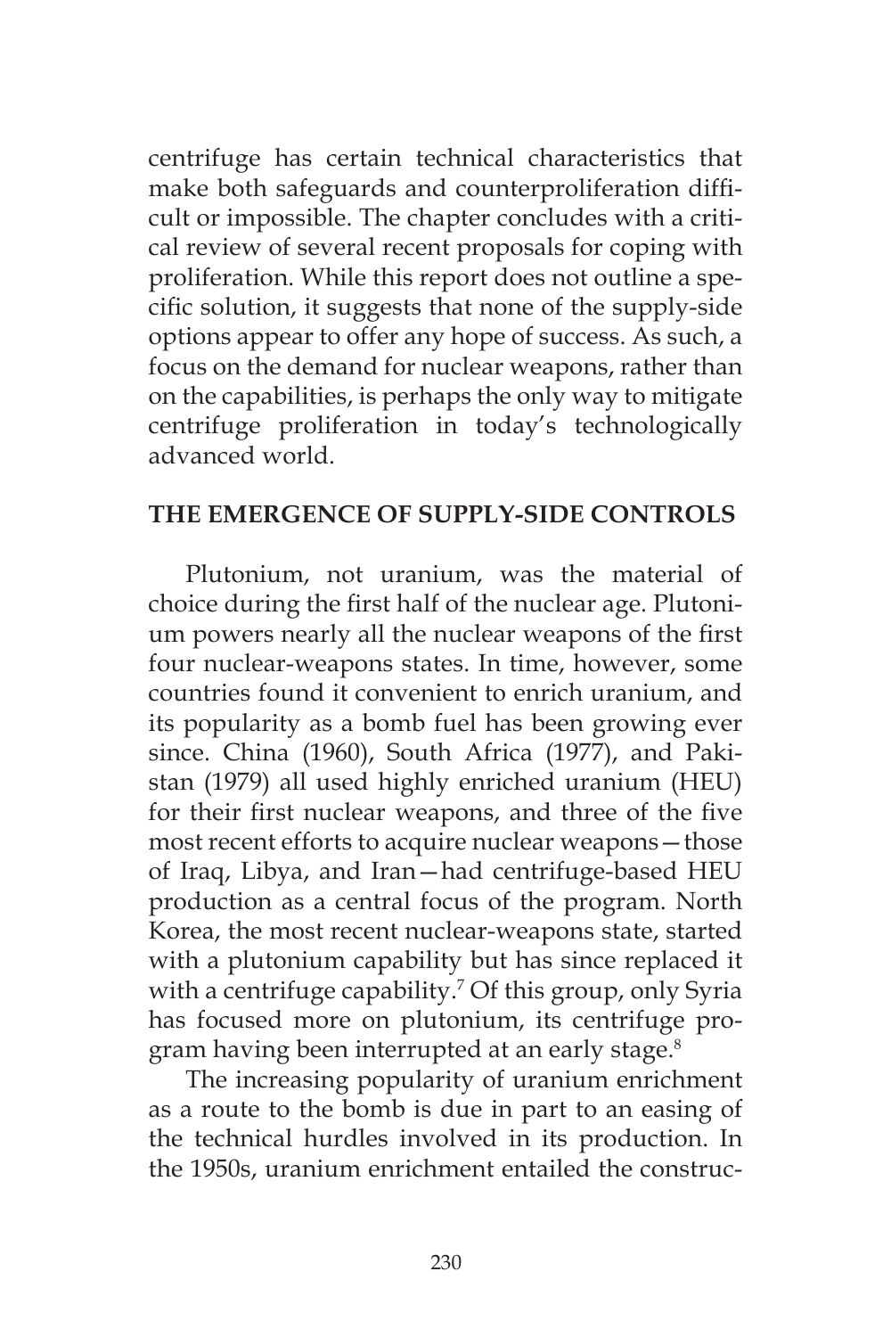centrifuge has certain technical characteristics that make both safeguards and counterproliferation difficult or impossible. The chapter concludes with a critical review of several recent proposals for coping with proliferation. While this report does not outline a specific solution, it suggests that none of the supply-side options appear to offer any hope of success. As such, a focus on the demand for nuclear weapons, rather than on the capabilities, is perhaps the only way to mitigate centrifuge proliferation in today's technologically advanced world.

## THE EMERGENCE OF SUPPLY-SIDE CONTROLS

Plutonium, not uranium, was the material of choice during the first half of the nuclear age. Plutonium powers nearly all the nuclear weapons of the first four nuclear-weapons states. In time, however, some countries found it convenient to enrich uranium, and its popularity as a bomb fuel has been growing ever since. China (1960), South Africa (1977), and Pakistan (1979) all used highly enriched uranium (HEU) for their first nuclear weapons, and three of the five most recent efforts to acquire nuclear weapons—those of Iraq, Libya, and Iran—had centrifuge-based HEU production as a central focus of the program. North Korea, the most recent nuclear-weapons state, started with a plutonium capability but has since replaced it with a centrifuge capability.[7] Of this group, only Syria has focused more on plutonium, its centrifuge program having been interrupted at an early stage.[8]

The increasing popularity of uranium enrichment as a route to the bomb is due in part to an easing of the technical hurdles involved in its production. In the 1950s, uranium enrichment entailed the construc-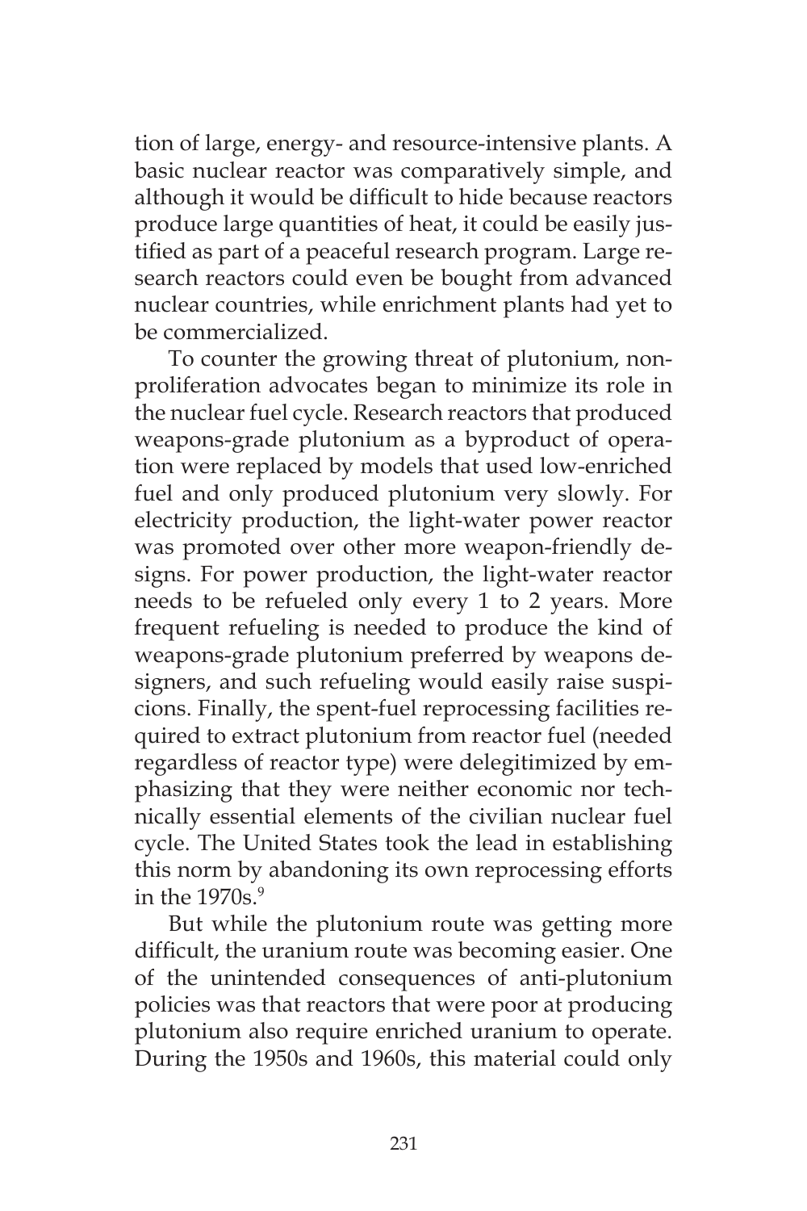tion of large, energy- and resource-intensive plants. A basic nuclear reactor was comparatively simple, and although it would be difficult to hide because reactors produce large quantities of heat, it could be easily justified as part of a peaceful research program. Large research reactors could even be bought from advanced nuclear countries, while enrichment plants had yet to be commercialized.

To counter the growing threat of plutonium, nonproliferation advocates began to minimize its role in the nuclear fuel cycle. Research reactors that produced weapons-grade plutonium as a byproduct of operation were replaced by models that used low-enriched fuel and only produced plutonium very slowly. For electricity production, the light-water power reactor was promoted over other more weapon-friendly designs. For power production, the light-water reactor needs to be refueled only every 1 to 2 years. More frequent refueling is needed to produce the kind of weapons-grade plutonium preferred by weapons designers, and such refueling would easily raise suspicions. Finally, the spent-fuel reprocessing facilities required to extract plutonium from reactor fuel (needed regardless of reactor type) were delegitimized by emphasizing that they were neither economic nor technically essential elements of the civilian nuclear fuel cycle. The United States took the lead in establishing this norm by abandoning its own reprocessing efforts in the 1970s.[9]

But while the plutonium route was getting more difficult, the uranium route was becoming easier. One of the unintended consequences of anti-plutonium policies was that reactors that were poor at producing plutonium also require enriched uranium to operate. During the 1950s and 1960s, this material could only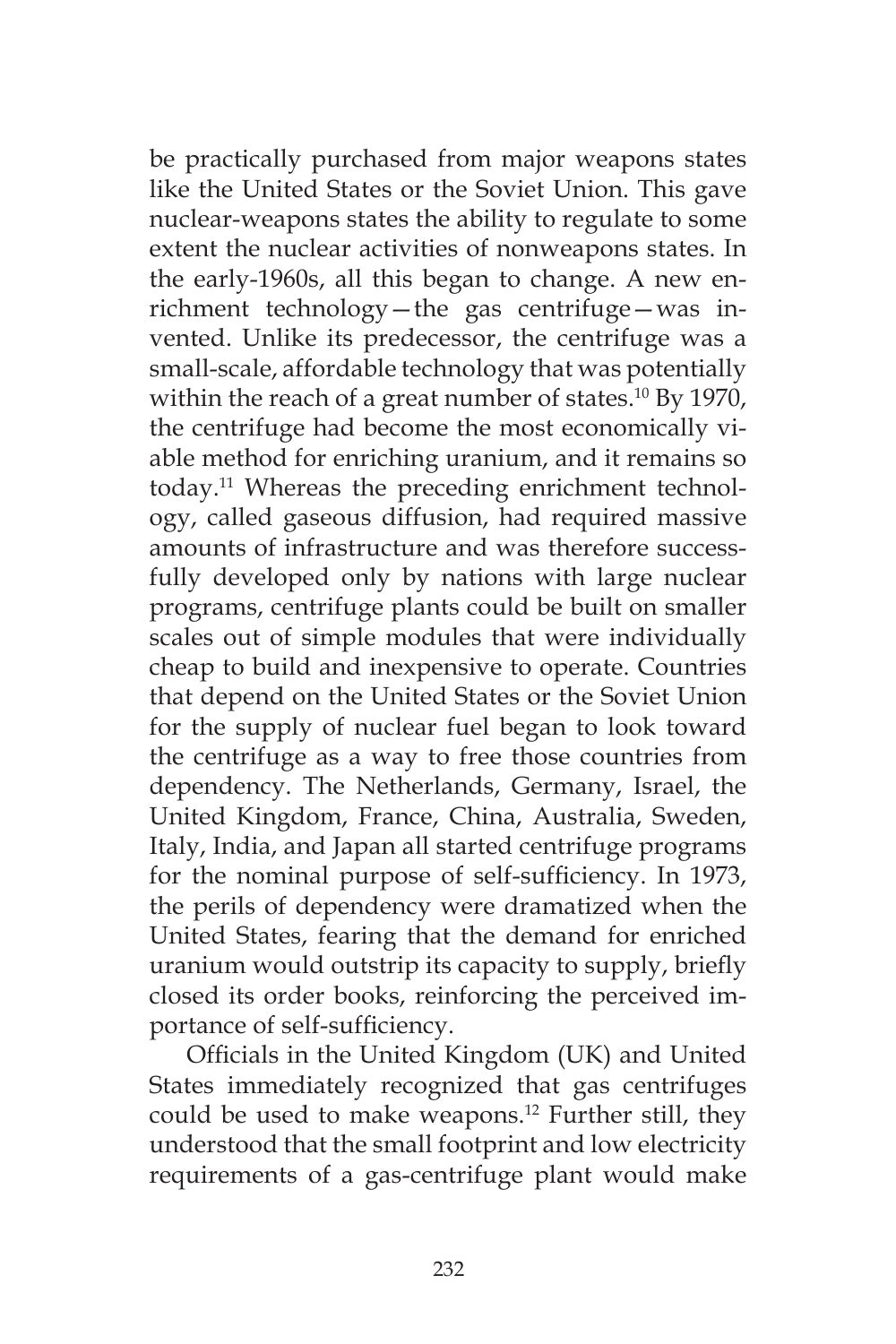be practically purchased from major weapons states like the United States or the Soviet Union. This gave nuclear-weapons states the ability to regulate to some extent the nuclear activities of nonweapons states. In the early-1960s, all this began to change. A new enrichment technology—the gas centrifuge—was invented. Unlike its predecessor, the centrifuge was a small-scale, affordable technology that was potentially within the reach of a great number of states.[10] By 1970, the centrifuge had become the most economically viable method for enriching uranium, and it remains so today.[11] Whereas the preceding enrichment technology, called gaseous diffusion, had required massive amounts of infrastructure and was therefore successfully developed only by nations with large nuclear programs, centrifuge plants could be built on smaller scales out of simple modules that were individually cheap to build and inexpensive to operate. Countries that depend on the United States or the Soviet Union for the supply of nuclear fuel began to look toward the centrifuge as a way to free those countries from dependency. The Netherlands, Germany, Israel, the United Kingdom, France, China, Australia, Sweden, Italy, India, and Japan all started centrifuge programs for the nominal purpose of self-sufficiency. In 1973, the perils of dependency were dramatized when the United States, fearing that the demand for enriched uranium would outstrip its capacity to supply, briefly closed its order books, reinforcing the perceived importance of self-sufficiency.

Officials in the United Kingdom (UK) and United States immediately recognized that gas centrifuges could be used to make weapons.[12] Further still, they understood that the small footprint and low electricity requirements of a gas-centrifuge plant would make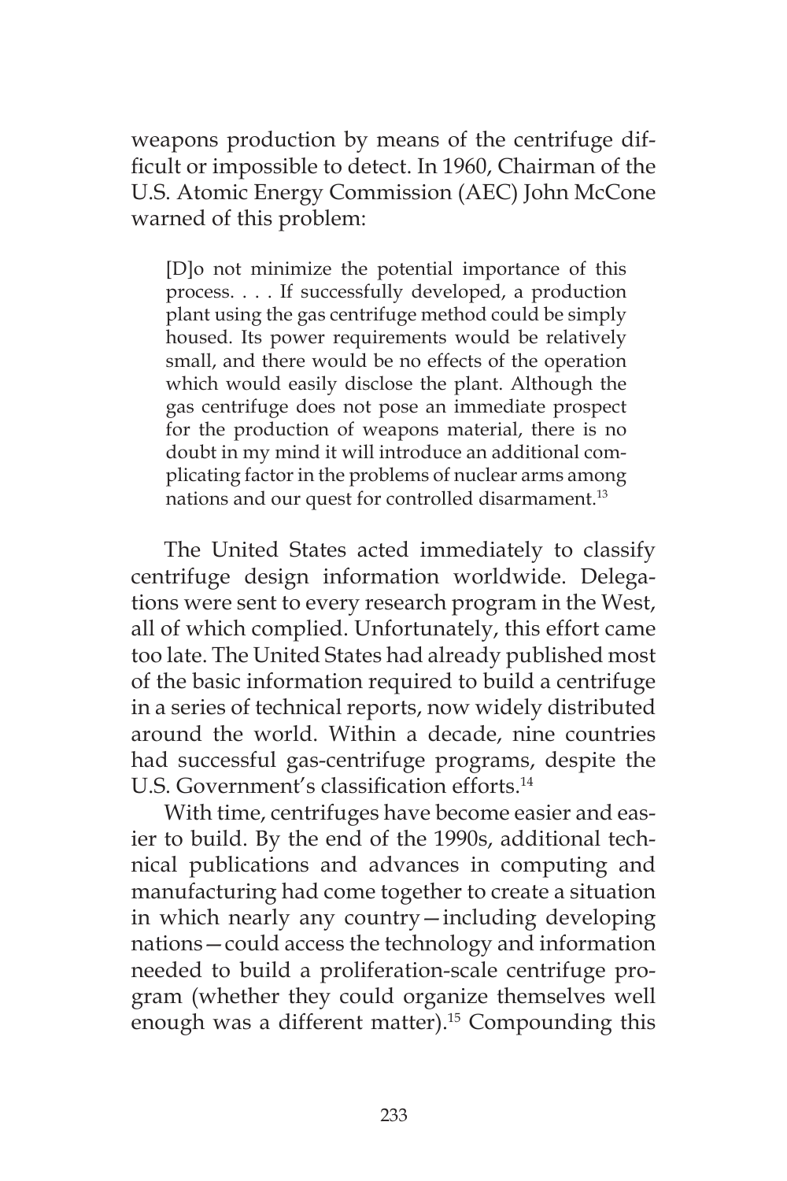weapons production by means of the centrifuge difficult or impossible to detect. In 1960, Chairman of the U.S. Atomic Energy Commission (AEC) John McCone warned of this problem:

> [D]o not minimize the potential importance of this process. . . . If successfully developed, a production plant using the gas centrifuge method could be simply housed. Its power requirements would be relatively small, and there would be no effects of the operation which would easily disclose the plant. Although the gas centrifuge does not pose an immediate prospect for the production of weapons material, there is no doubt in my mind it will introduce an additional complicating factor in the problems of nuclear arms among nations and our quest for controlled disarmament.[13]

The United States acted immediately to classify centrifuge design information worldwide. Delegations were sent to every research program in the West, all of which complied. Unfortunately, this effort came too late. The United States had already published most of the basic information required to build a centrifuge in a series of technical reports, now widely distributed around the world. Within a decade, nine countries had successful gas-centrifuge programs, despite the U.S. Government's classification efforts.[14]

With time, centrifuges have become easier and easier to build. By the end of the 1990s, additional technical publications and advances in computing and manufacturing had come together to create a situation in which nearly any country—including developing nations—could access the technology and information needed to build a proliferation-scale centrifuge program (whether they could organize themselves well enough was a different matter).[15] Compounding this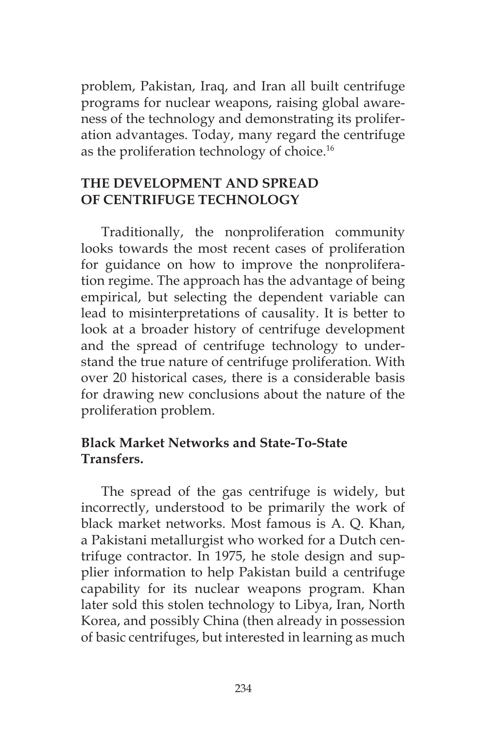problem, Pakistan, Iraq, and Iran all built centrifuge programs for nuclear weapons, raising global awareness of the technology and demonstrating its proliferation advantages. Today, many regard the centrifuge as the proliferation technology of choice.[16]

## THE DEVELOPMENT AND SPREAD OF CENTRIFUGE TECHNOLOGY

Traditionally, the nonproliferation community looks towards the most recent cases of proliferation for guidance on how to improve the nonproliferation regime. The approach has the advantage of being empirical, but selecting the dependent variable can lead to misinterpretations of causality. It is better to look at a broader history of centrifuge development and the spread of centrifuge technology to understand the true nature of centrifuge proliferation. With over 20 historical cases, there is a considerable basis for drawing new conclusions about the nature of the proliferation problem.

### Black Market Networks and State-To-State Transfers.

The spread of the gas centrifuge is widely, but incorrectly, understood to be primarily the work of black market networks. Most famous is A. Q. Khan, a Pakistani metallurgist who worked for a Dutch centrifuge contractor. In 1975, he stole design and supplier information to help Pakistan build a centrifuge capability for its nuclear weapons program. Khan later sold this stolen technology to Libya, Iran, North Korea, and possibly China (then already in possession of basic centrifuges, but interested in learning as much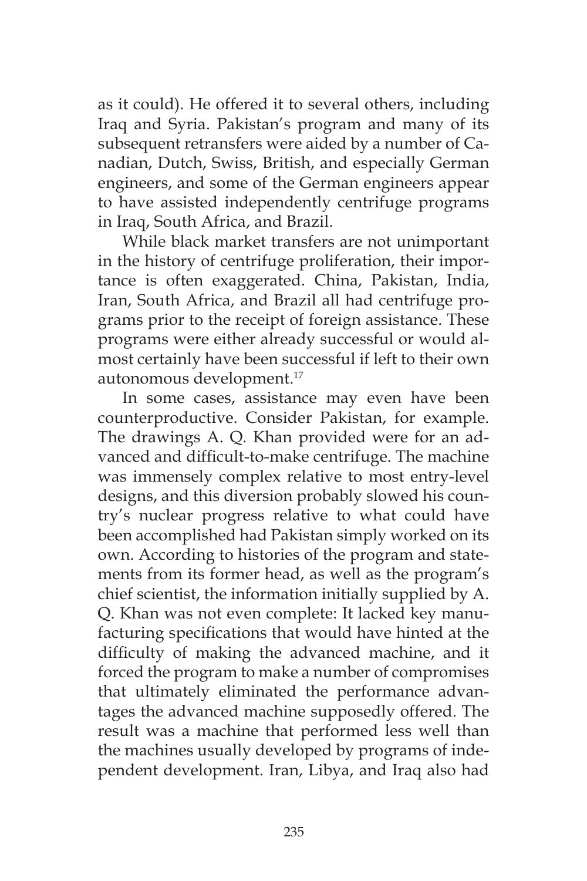as it could). He offered it to several others, including Iraq and Syria. Pakistan's program and many of its subsequent retransfers were aided by a number of Canadian, Dutch, Swiss, British, and especially German engineers, and some of the German engineers appear to have assisted independently centrifuge programs in Iraq, South Africa, and Brazil.

While black market transfers are not unimportant in the history of centrifuge proliferation, their importance is often exaggerated. China, Pakistan, India, Iran, South Africa, and Brazil all had centrifuge programs prior to the receipt of foreign assistance. These programs were either already successful or would almost certainly have been successful if left to their own autonomous development.[17]

In some cases, assistance may even have been counterproductive. Consider Pakistan, for example. The drawings A. Q. Khan provided were for an advanced and difficult-to-make centrifuge. The machine was immensely complex relative to most entry-level designs, and this diversion probably slowed his country's nuclear progress relative to what could have been accomplished had Pakistan simply worked on its own. According to histories of the program and statements from its former head, as well as the program's chief scientist, the information initially supplied by A. Q. Khan was not even complete: It lacked key manufacturing specifications that would have hinted at the difficulty of making the advanced machine, and it forced the program to make a number of compromises that ultimately eliminated the performance advantages the advanced machine supposedly offered. The result was a machine that performed less well than the machines usually developed by programs of independent development. Iran, Libya, and Iraq also had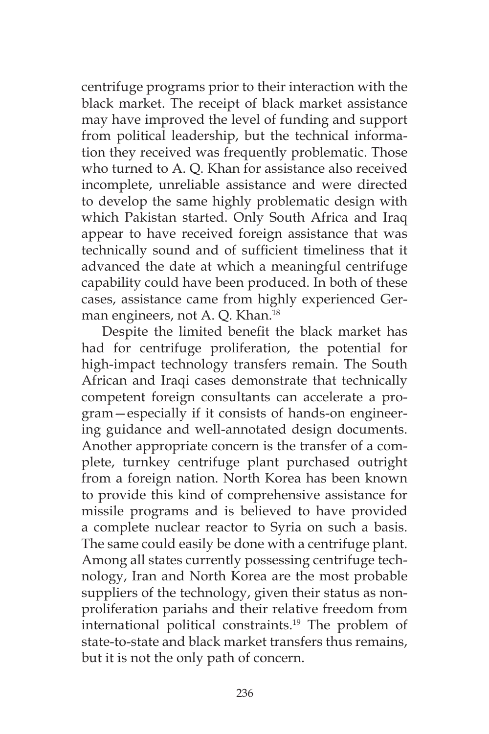centrifuge programs prior to their interaction with the black market. The receipt of black market assistance may have improved the level of funding and support from political leadership, but the technical information they received was frequently problematic. Those who turned to A. Q. Khan for assistance also received incomplete, unreliable assistance and were directed to develop the same highly problematic design with which Pakistan started. Only South Africa and Iraq appear to have received foreign assistance that was technically sound and of sufficient timeliness that it advanced the date at which a meaningful centrifuge capability could have been produced. In both of these cases, assistance came from highly experienced German engineers, not A. Q. Khan.[18]

Despite the limited benefit the black market has had for centrifuge proliferation, the potential for high-impact technology transfers remain. The South African and Iraqi cases demonstrate that technically competent foreign consultants can accelerate a program—especially if it consists of hands-on engineering guidance and well-annotated design documents. Another appropriate concern is the transfer of a complete, turnkey centrifuge plant purchased outright from a foreign nation. North Korea has been known to provide this kind of comprehensive assistance for missile programs and is believed to have provided a complete nuclear reactor to Syria on such a basis. The same could easily be done with a centrifuge plant. Among all states currently possessing centrifuge technology, Iran and North Korea are the most probable suppliers of the technology, given their status as nonproliferation pariahs and their relative freedom from international political constraints.[19] The problem of state-to-state and black market transfers thus remains, but it is not the only path of concern.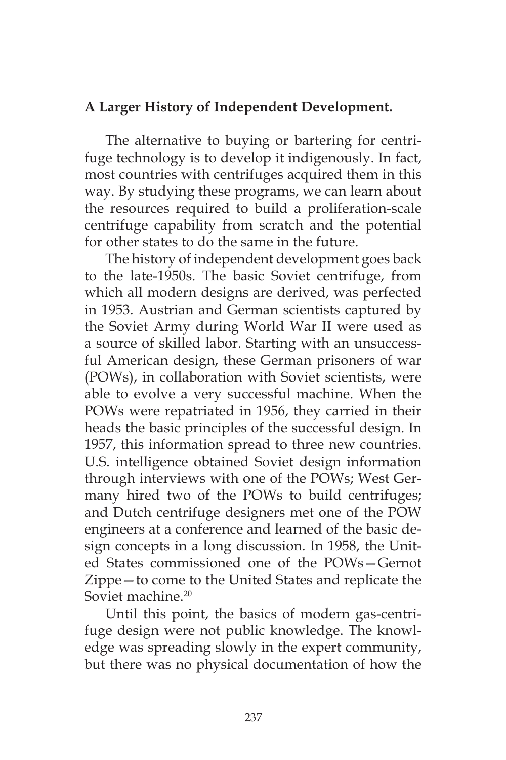### A Larger History of Independent Development.

The alternative to buying or bartering for centrifuge technology is to develop it indigenously. In fact, most countries with centrifuges acquired them in this way. By studying these programs, we can learn about the resources required to build a proliferation-scale centrifuge capability from scratch and the potential for other states to do the same in the future.

The history of independent development goes back to the late-1950s. The basic Soviet centrifuge, from which all modern designs are derived, was perfected in 1953. Austrian and German scientists captured by the Soviet Army during World War II were used as a source of skilled labor. Starting with an unsuccessful American design, these German prisoners of war (POWs), in collaboration with Soviet scientists, were able to evolve a very successful machine. When the POWs were repatriated in 1956, they carried in their heads the basic principles of the successful design. In 1957, this information spread to three new countries. U.S. intelligence obtained Soviet design information through interviews with one of the POWs; West Germany hired two of the POWs to build centrifuges; and Dutch centrifuge designers met one of the POW engineers at a conference and learned of the basic design concepts in a long discussion. In 1958, the United States commissioned one of the POWs—Gernot Zippe—to come to the United States and replicate the Soviet machine.[20]

Until this point, the basics of modern gas-centrifuge design were not public knowledge. The knowledge was spreading slowly in the expert community, but there was no physical documentation of how the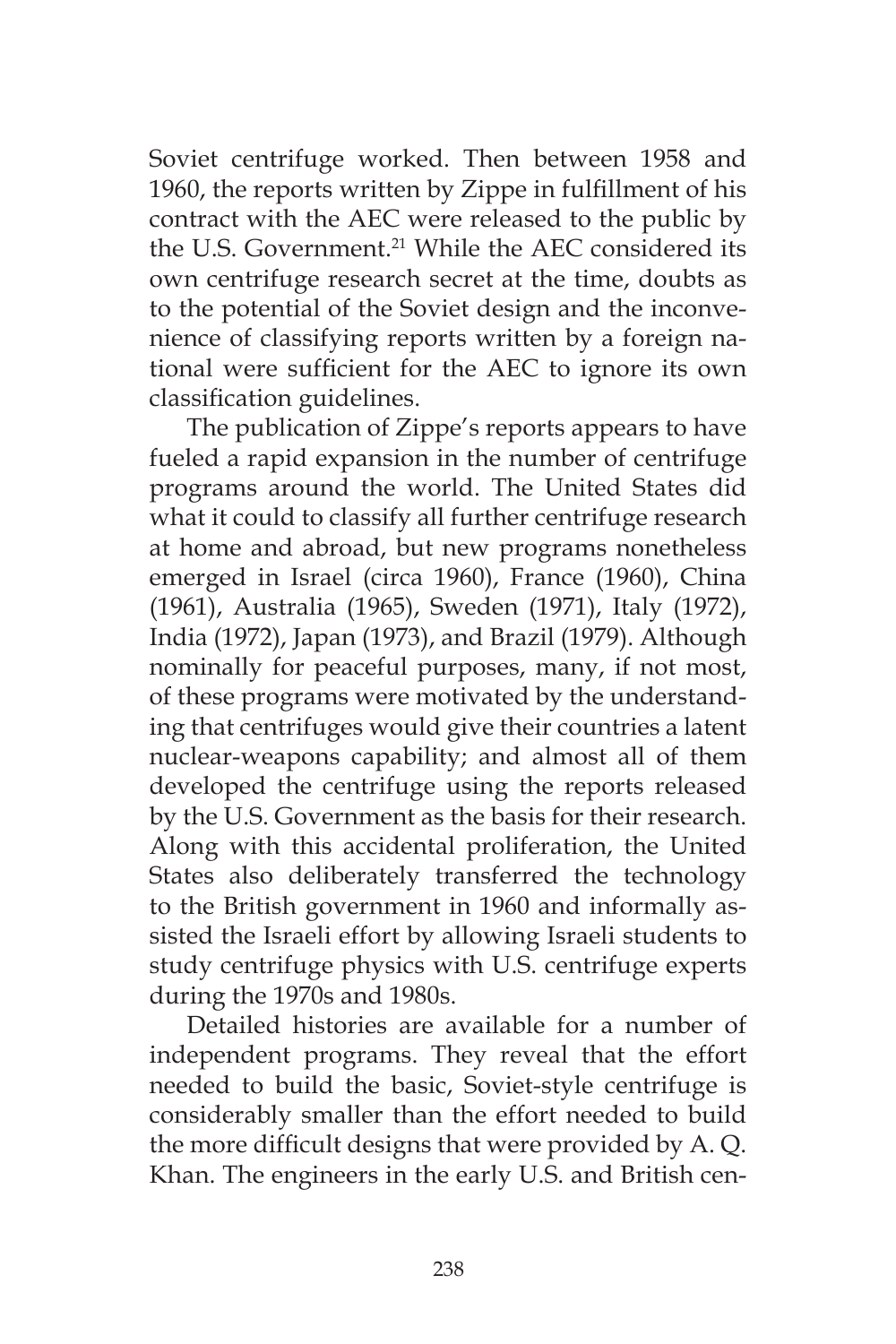Soviet centrifuge worked. Then between 1958 and 1960, the reports written by Zippe in fulfillment of his contract with the AEC were released to the public by the U.S. Government.[21] While the AEC considered its own centrifuge research secret at the time, doubts as to the potential of the Soviet design and the inconvenience of classifying reports written by a foreign national were sufficient for the AEC to ignore its own classification guidelines.

The publication of Zippe's reports appears to have fueled a rapid expansion in the number of centrifuge programs around the world. The United States did what it could to classify all further centrifuge research at home and abroad, but new programs nonetheless emerged in Israel (circa 1960), France (1960), China (1961), Australia (1965), Sweden (1971), Italy (1972), India (1972), Japan (1973), and Brazil (1979). Although nominally for peaceful purposes, many, if not most, of these programs were motivated by the understanding that centrifuges would give their countries a latent nuclear-weapons capability; and almost all of them developed the centrifuge using the reports released by the U.S. Government as the basis for their research. Along with this accidental proliferation, the United States also deliberately transferred the technology to the British government in 1960 and informally assisted the Israeli effort by allowing Israeli students to study centrifuge physics with U.S. centrifuge experts during the 1970s and 1980s.

Detailed histories are available for a number of independent programs. They reveal that the effort needed to build the basic, Soviet-style centrifuge is considerably smaller than the effort needed to build the more difficult designs that were provided by A. Q. Khan. The engineers in the early U.S. and British cen-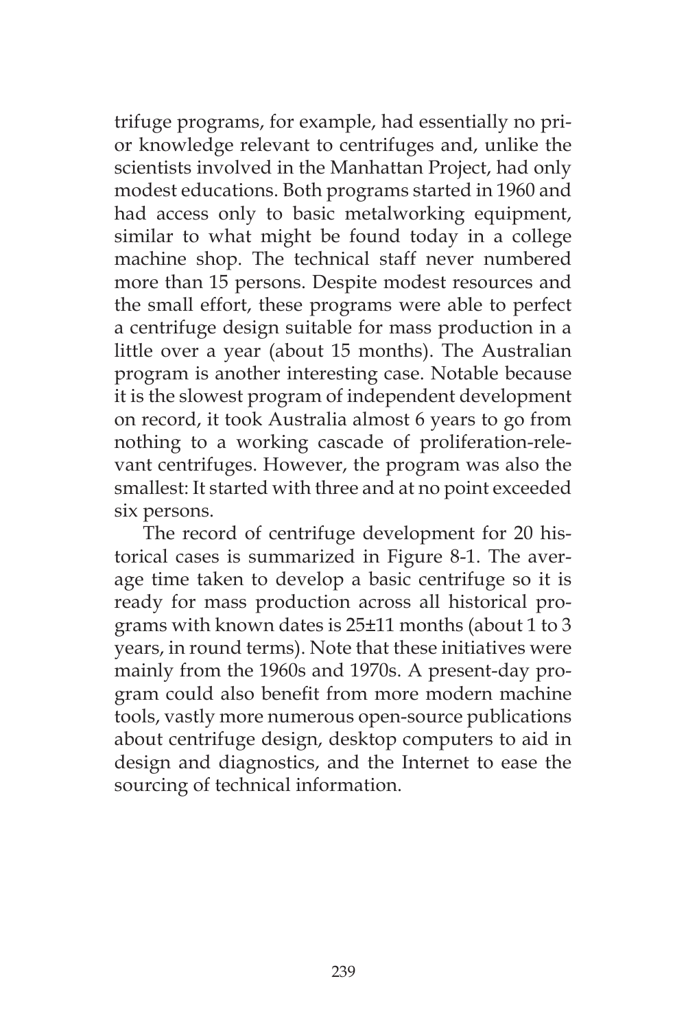trifuge programs, for example, had essentially no prior knowledge relevant to centrifuges and, unlike the scientists involved in the Manhattan Project, had only modest educations. Both programs started in 1960 and had access only to basic metalworking equipment, similar to what might be found today in a college machine shop. The technical staff never numbered more than 15 persons. Despite modest resources and the small effort, these programs were able to perfect a centrifuge design suitable for mass production in a little over a year (about 15 months). The Australian program is another interesting case. Notable because it is the slowest program of independent development on record, it took Australia almost 6 years to go from nothing to a working cascade of proliferation-relevant centrifuges. However, the program was also the smallest: It started with three and at no point exceeded six persons.

The record of centrifuge development for 20 historical cases is summarized in Figure 8-1. The average time taken to develop a basic centrifuge so it is ready for mass production across all historical programs with known dates is 25±11 months (about 1 to 3 years, in round terms). Note that these initiatives were mainly from the 1960s and 1970s. A present-day program could also benefit from more modern machine tools, vastly more numerous open-source publications about centrifuge design, desktop computers to aid in design and diagnostics, and the Internet to ease the sourcing of technical information.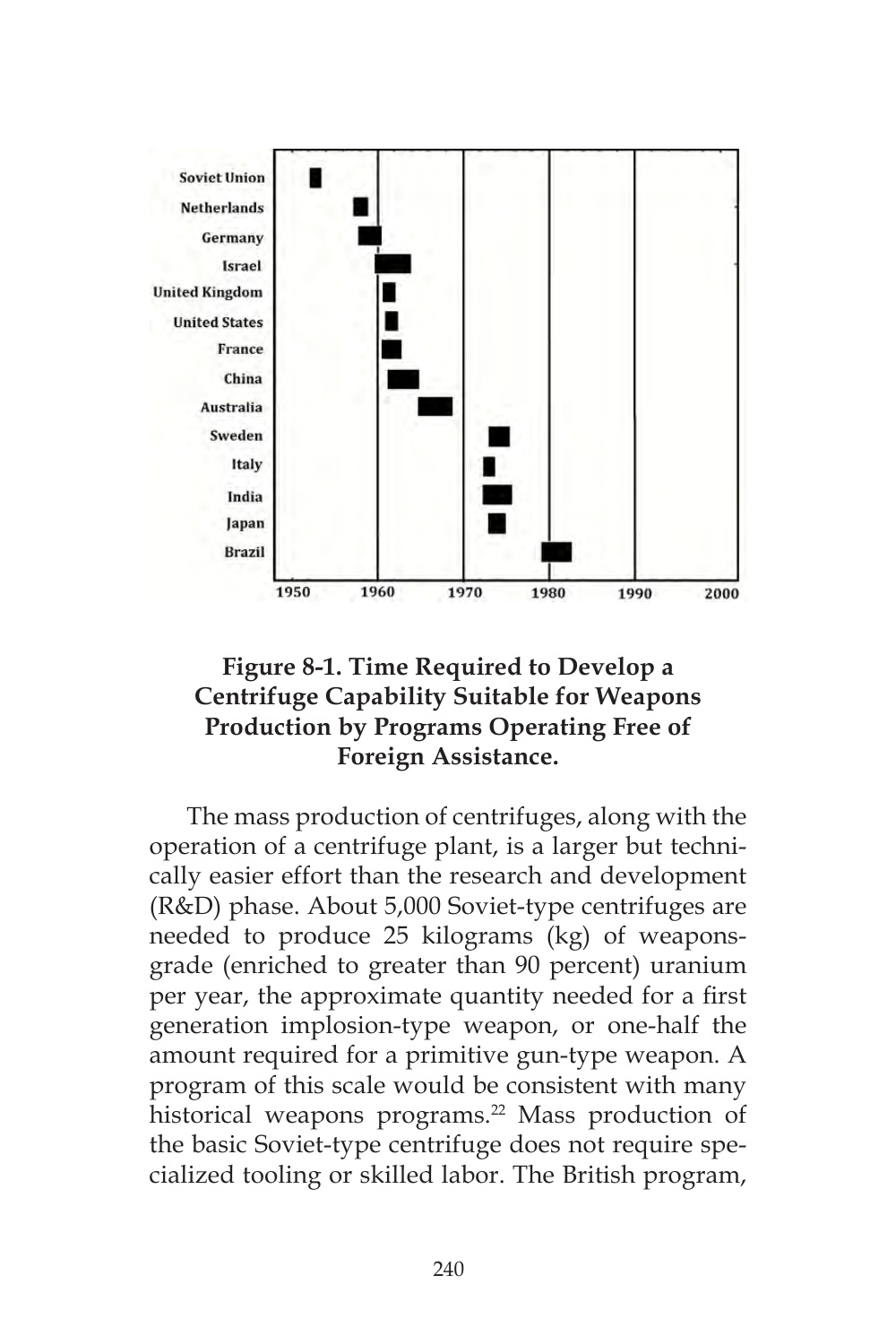Soviet Union
Netherlands
Germany
Israel
United Kingdom
United States
France
China
Australia
Sweden
Italy
India
Japan
Brazil

1950 1960 1970 1980 1990 2000

**Figure 8-1. Time Required to Develop a Centrifuge Capability Suitable for Weapons Production by Programs Operating Free of Foreign Assistance.**

The mass production of centrifuges, along with the operation of a centrifuge plant, is a larger but technically easier effort than the research and development (R&D) phase. About 5,000 Soviet-type centrifuges are needed to produce 25 kilograms (kg) of weapons-grade (enriched to greater than 90 percent) uranium per year, the approximate quantity needed for a first generation implosion-type weapon, or one-half the amount required for a primitive gun-type weapon. A program of this scale would be consistent with many historical weapons programs.[22] Mass production of the basic Soviet-type centrifuge does not require specialized tooling or skilled labor. The British program,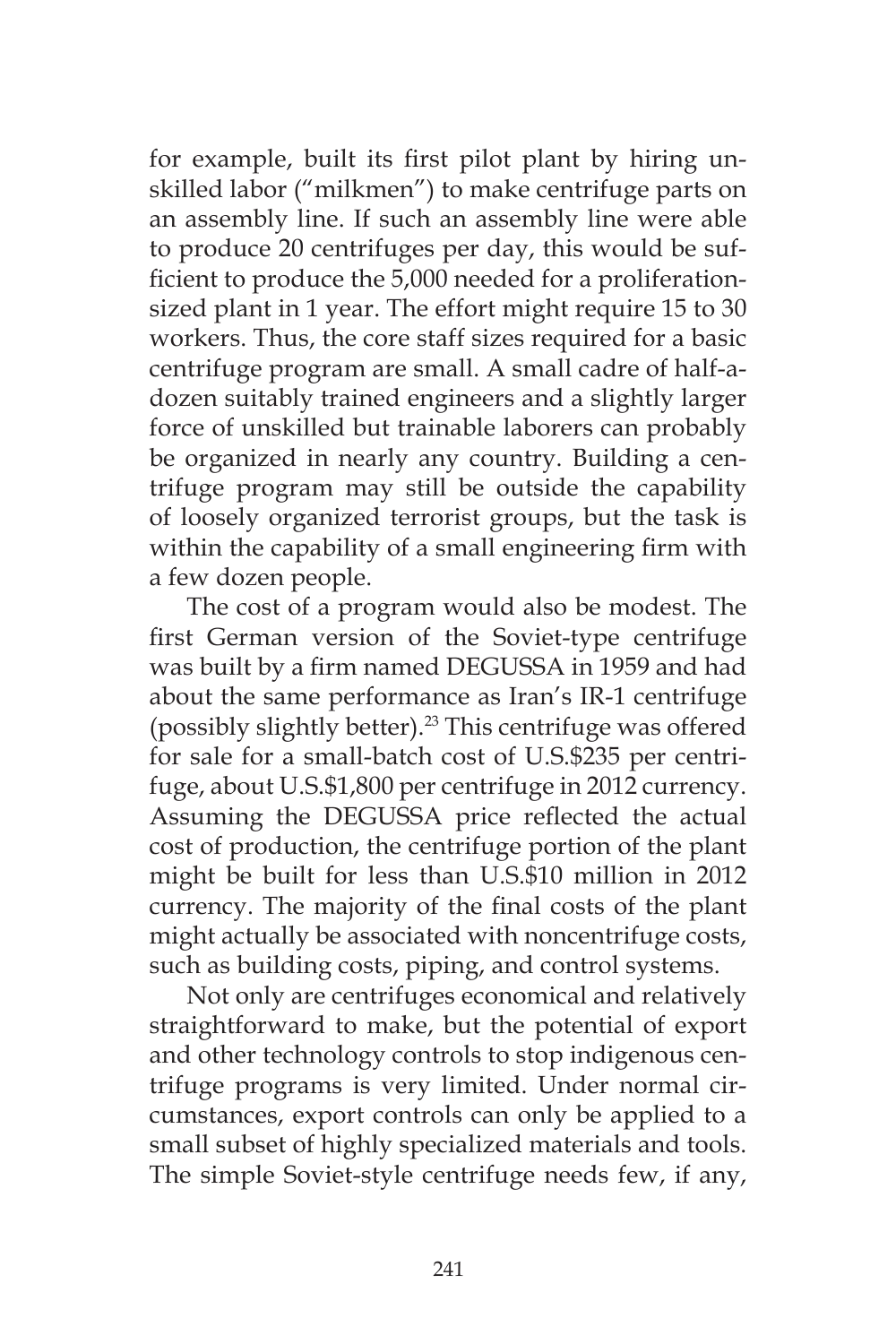for example, built its first pilot plant by hiring unskilled labor ("milkmen") to make centrifuge parts on an assembly line. If such an assembly line were able to produce 20 centrifuges per day, this would be sufficient to produce the 5,000 needed for a proliferation-sized plant in 1 year. The effort might require 15 to 30 workers. Thus, the core staff sizes required for a basic centrifuge program are small. A small cadre of half-a-dozen suitably trained engineers and a slightly larger force of unskilled but trainable laborers can probably be organized in nearly any country. Building a centrifuge program may still be outside the capability of loosely organized terrorist groups, but the task is within the capability of a small engineering firm with a few dozen people.

The cost of a program would also be modest. The first German version of the Soviet-type centrifuge was built by a firm named DEGUSSA in 1959 and had about the same performance as Iran's IR-1 centrifuge (possibly slightly better).[23] This centrifuge was offered for sale for a small-batch cost of U.S.$235 per centrifuge, about U.S.$1,800 per centrifuge in 2012 currency. Assuming the DEGUSSA price reflected the actual cost of production, the centrifuge portion of the plant might be built for less than U.S.$10 million in 2012 currency. The majority of the final costs of the plant might actually be associated with noncentrifuge costs, such as building costs, piping, and control systems.

Not only are centrifuges economical and relatively straightforward to make, but the potential of export and other technology controls to stop indigenous centrifuge programs is very limited. Under normal circumstances, export controls can only be applied to a small subset of highly specialized materials and tools. The simple Soviet-style centrifuge needs few, if any,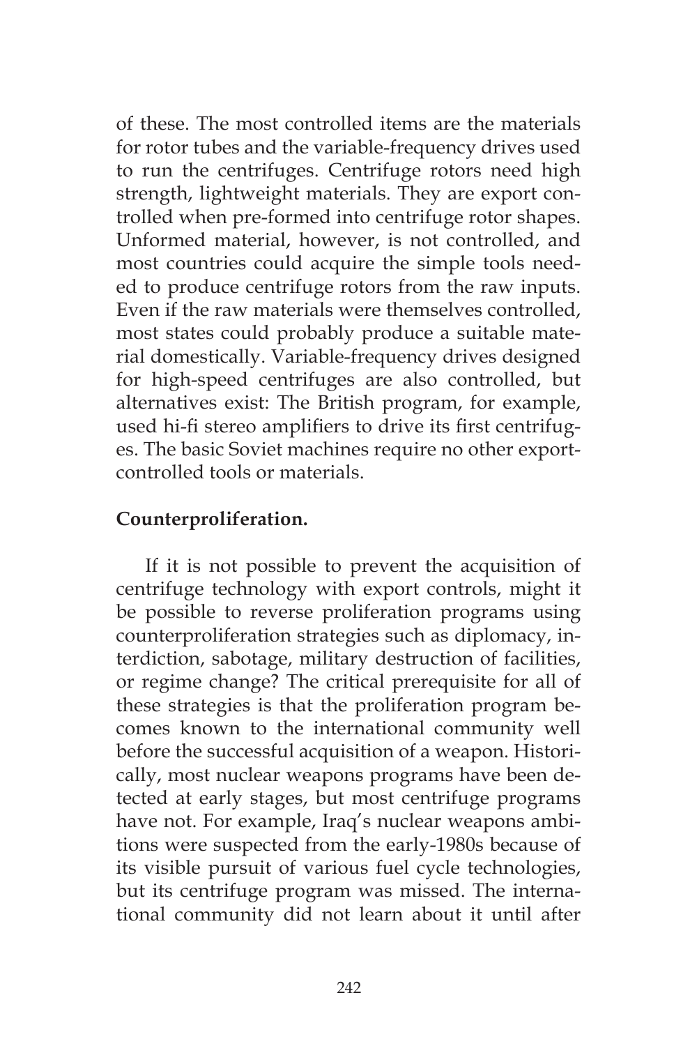of these. The most controlled items are the materials for rotor tubes and the variable-frequency drives used to run the centrifuges. Centrifuge rotors need high strength, lightweight materials. They are export controlled when pre-formed into centrifuge rotor shapes. Unformed material, however, is not controlled, and most countries could acquire the simple tools needed to produce centrifuge rotors from the raw inputs. Even if the raw materials were themselves controlled, most states could probably produce a suitable material domestically. Variable-frequency drives designed for high-speed centrifuges are also controlled, but alternatives exist: The British program, for example, used hi-fi stereo amplifiers to drive its first centrifuges. The basic Soviet machines require no other export-controlled tools or materials.

**Counterproliferation.**

If it is not possible to prevent the acquisition of centrifuge technology with export controls, might it be possible to reverse proliferation programs using counterproliferation strategies such as diplomacy, interdiction, sabotage, military destruction of facilities, or regime change? The critical prerequisite for all of these strategies is that the proliferation program becomes known to the international community well before the successful acquisition of a weapon. Historically, most nuclear weapons programs have been detected at early stages, but most centrifuge programs have not. For example, Iraq's nuclear weapons ambitions were suspected from the early-1980s because of its visible pursuit of various fuel cycle technologies, but its centrifuge program was missed. The international community did not learn about it until after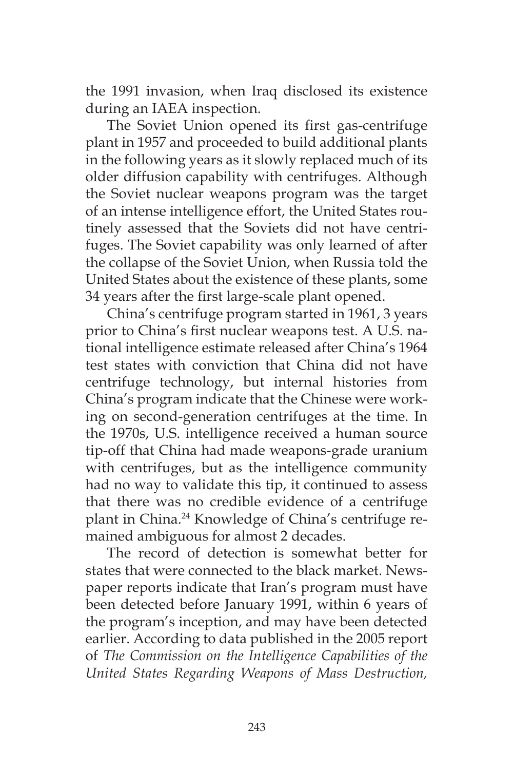the 1991 invasion, when Iraq disclosed its existence during an IAEA inspection.

The Soviet Union opened its first gas-centrifuge plant in 1957 and proceeded to build additional plants in the following years as it slowly replaced much of its older diffusion capability with centrifuges. Although the Soviet nuclear weapons program was the target of an intense intelligence effort, the United States routinely assessed that the Soviets did not have centrifuges. The Soviet capability was only learned of after the collapse of the Soviet Union, when Russia told the United States about the existence of these plants, some 34 years after the first large-scale plant opened.

China's centrifuge program started in 1961, 3 years prior to China's first nuclear weapons test. A U.S. national intelligence estimate released after China's 1964 test states with conviction that China did not have centrifuge technology, but internal histories from China's program indicate that the Chinese were working on second-generation centrifuges at the time. In the 1970s, U.S. intelligence received a human source tip-off that China had made weapons-grade uranium with centrifuges, but as the intelligence community had no way to validate this tip, it continued to assess that there was no credible evidence of a centrifuge plant in China.[24] Knowledge of China's centrifuge remained ambiguous for almost 2 decades.

The record of detection is somewhat better for states that were connected to the black market. Newspaper reports indicate that Iran's program must have been detected before January 1991, within 6 years of the program's inception, and may have been detected earlier. According to data published in the 2005 report of *The Commission on the Intelligence Capabilities of the United States Regarding Weapons of Mass Destruction,*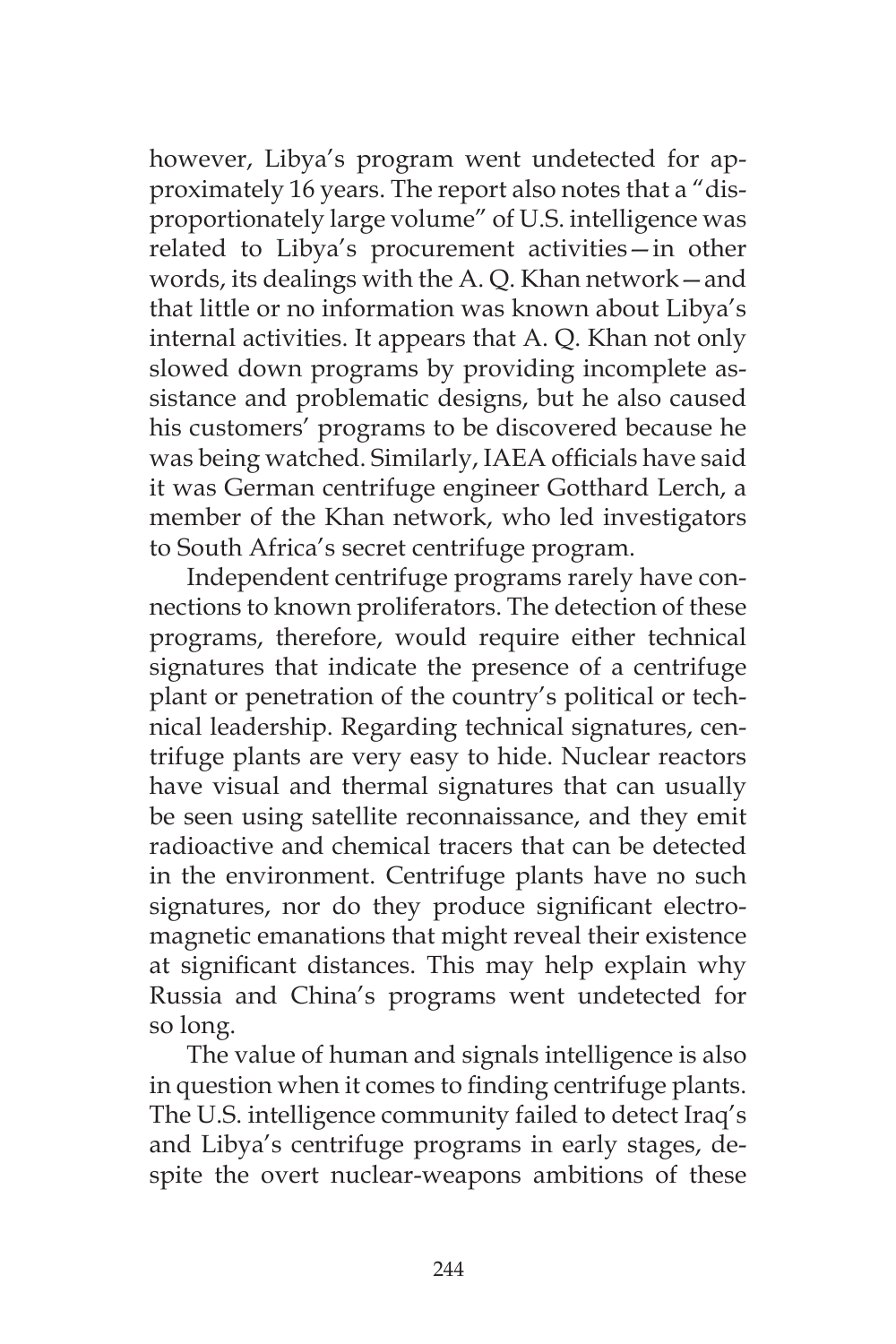however, Libya's program went undetected for approximately 16 years. The report also notes that a "disproportionately large volume" of U.S. intelligence was related to Libya's procurement activities—in other words, its dealings with the A. Q. Khan network—and that little or no information was known about Libya's internal activities. It appears that A. Q. Khan not only slowed down programs by providing incomplete assistance and problematic designs, but he also caused his customers' programs to be discovered because he was being watched. Similarly, IAEA officials have said it was German centrifuge engineer Gotthard Lerch, a member of the Khan network, who led investigators to South Africa's secret centrifuge program.

Independent centrifuge programs rarely have connections to known proliferators. The detection of these programs, therefore, would require either technical signatures that indicate the presence of a centrifuge plant or penetration of the country's political or technical leadership. Regarding technical signatures, centrifuge plants are very easy to hide. Nuclear reactors have visual and thermal signatures that can usually be seen using satellite reconnaissance, and they emit radioactive and chemical tracers that can be detected in the environment. Centrifuge plants have no such signatures, nor do they produce significant electromagnetic emanations that might reveal their existence at significant distances. This may help explain why Russia and China's programs went undetected for so long.

The value of human and signals intelligence is also in question when it comes to finding centrifuge plants. The U.S. intelligence community failed to detect Iraq's and Libya's centrifuge programs in early stages, despite the overt nuclear-weapons ambitions of these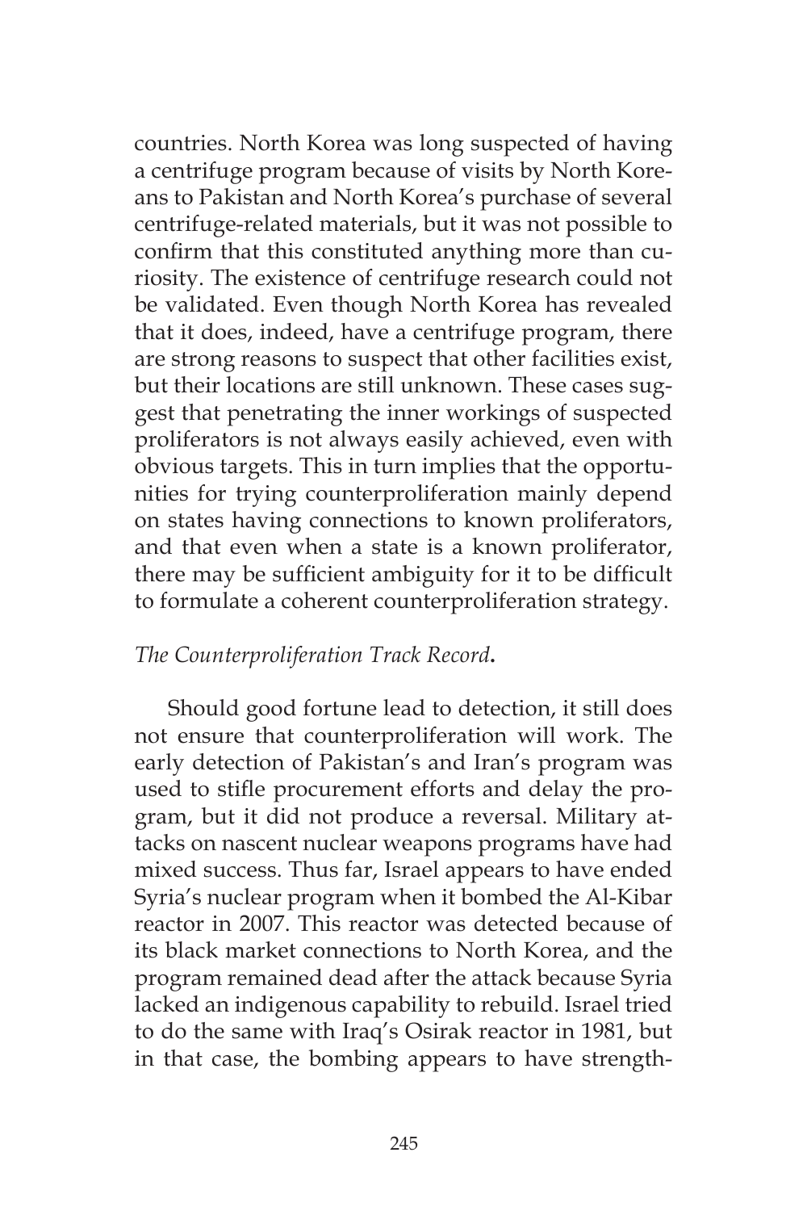countries. North Korea was long suspected of having a centrifuge program because of visits by North Koreans to Pakistan and North Korea's purchase of several centrifuge-related materials, but it was not possible to confirm that this constituted anything more than curiosity. The existence of centrifuge research could not be validated. Even though North Korea has revealed that it does, indeed, have a centrifuge program, there are strong reasons to suspect that other facilities exist, but their locations are still unknown. These cases suggest that penetrating the inner workings of suspected proliferators is not always easily achieved, even with obvious targets. This in turn implies that the opportunities for trying counterproliferation mainly depend on states having connections to known proliferators, and that even when a state is a known proliferator, there may be sufficient ambiguity for it to be difficult to formulate a coherent counterproliferation strategy.

*The Counterproliferation Track Record***.**

Should good fortune lead to detection, it still does not ensure that counterproliferation will work. The early detection of Pakistan's and Iran's program was used to stifle procurement efforts and delay the program, but it did not produce a reversal. Military attacks on nascent nuclear weapons programs have had mixed success. Thus far, Israel appears to have ended Syria's nuclear program when it bombed the Al-Kibar reactor in 2007. This reactor was detected because of its black market connections to North Korea, and the program remained dead after the attack because Syria lacked an indigenous capability to rebuild. Israel tried to do the same with Iraq's Osirak reactor in 1981, but in that case, the bombing appears to have strength-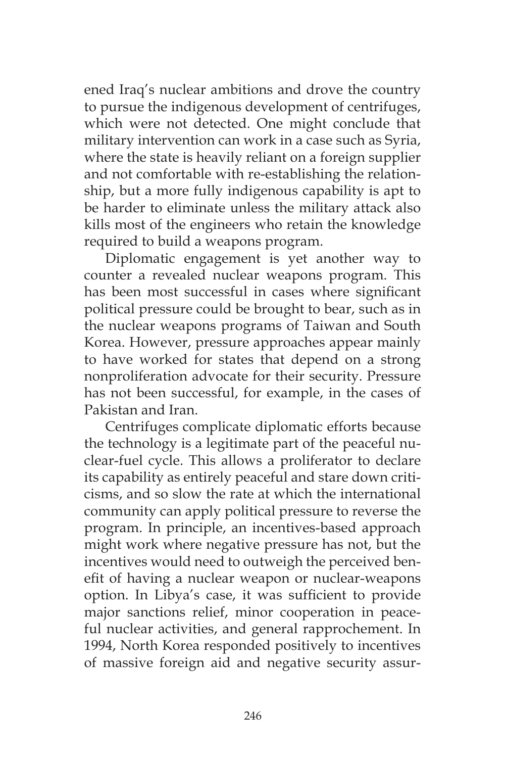ened Iraq's nuclear ambitions and drove the country to pursue the indigenous development of centrifuges, which were not detected. One might conclude that military intervention can work in a case such as Syria, where the state is heavily reliant on a foreign supplier and not comfortable with re-establishing the relationship, but a more fully indigenous capability is apt to be harder to eliminate unless the military attack also kills most of the engineers who retain the knowledge required to build a weapons program.

Diplomatic engagement is yet another way to counter a revealed nuclear weapons program. This has been most successful in cases where significant political pressure could be brought to bear, such as in the nuclear weapons programs of Taiwan and South Korea. However, pressure approaches appear mainly to have worked for states that depend on a strong nonproliferation advocate for their security. Pressure has not been successful, for example, in the cases of Pakistan and Iran.

Centrifuges complicate diplomatic efforts because the technology is a legitimate part of the peaceful nuclear-fuel cycle. This allows a proliferator to declare its capability as entirely peaceful and stare down criticisms, and so slow the rate at which the international community can apply political pressure to reverse the program. In principle, an incentives-based approach might work where negative pressure has not, but the incentives would need to outweigh the perceived benefit of having a nuclear weapon or nuclear-weapons option. In Libya's case, it was sufficient to provide major sanctions relief, minor cooperation in peaceful nuclear activities, and general rapprochement. In 1994, North Korea responded positively to incentives of massive foreign aid and negative security assur-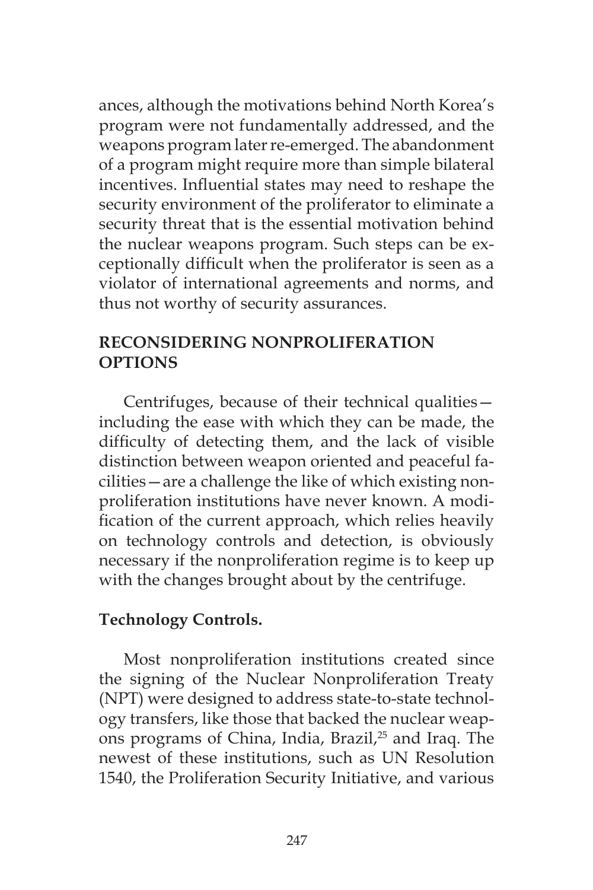ances, although the motivations behind North Korea's program were not fundamentally addressed, and the weapons program later re-emerged. The abandonment of a program might require more than simple bilateral incentives. Influential states may need to reshape the security environment of the proliferator to eliminate a security threat that is the essential motivation behind the nuclear weapons program. Such steps can be exceptionally difficult when the proliferator is seen as a violator of international agreements and norms, and thus not worthy of security assurances.

## RECONSIDERING NONPROLIFERATION OPTIONS

Centrifuges, because of their technical qualities—including the ease with which they can be made, the difficulty of detecting them, and the lack of visible distinction between weapon oriented and peaceful facilities—are a challenge the like of which existing nonproliferation institutions have never known. A modification of the current approach, which relies heavily on technology controls and detection, is obviously necessary if the nonproliferation regime is to keep up with the changes brought about by the centrifuge.

### Technology Controls.

Most nonproliferation institutions created since the signing of the Nuclear Nonproliferation Treaty (NPT) were designed to address state-to-state technology transfers, like those that backed the nuclear weapons programs of China, India, Brazil,[25] and Iraq. The newest of these institutions, such as UN Resolution 1540, the Proliferation Security Initiative, and various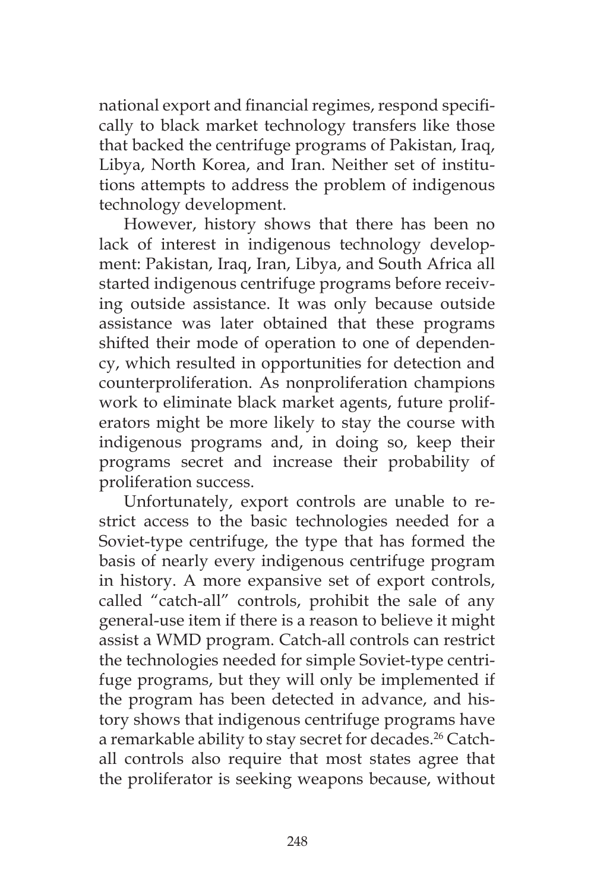national export and financial regimes, respond specifically to black market technology transfers like those that backed the centrifuge programs of Pakistan, Iraq, Libya, North Korea, and Iran. Neither set of institutions attempts to address the problem of indigenous technology development.

However, history shows that there has been no lack of interest in indigenous technology development: Pakistan, Iraq, Iran, Libya, and South Africa all started indigenous centrifuge programs before receiving outside assistance. It was only because outside assistance was later obtained that these programs shifted their mode of operation to one of dependency, which resulted in opportunities for detection and counterproliferation. As nonproliferation champions work to eliminate black market agents, future proliferators might be more likely to stay the course with indigenous programs and, in doing so, keep their programs secret and increase their probability of proliferation success.

Unfortunately, export controls are unable to restrict access to the basic technologies needed for a Soviet-type centrifuge, the type that has formed the basis of nearly every indigenous centrifuge program in history. A more expansive set of export controls, called "catch-all" controls, prohibit the sale of any general-use item if there is a reason to believe it might assist a WMD program. Catch-all controls can restrict the technologies needed for simple Soviet-type centrifuge programs, but they will only be implemented if the program has been detected in advance, and history shows that indigenous centrifuge programs have a remarkable ability to stay secret for decades.[26] Catch-all controls also require that most states agree that the proliferator is seeking weapons because, without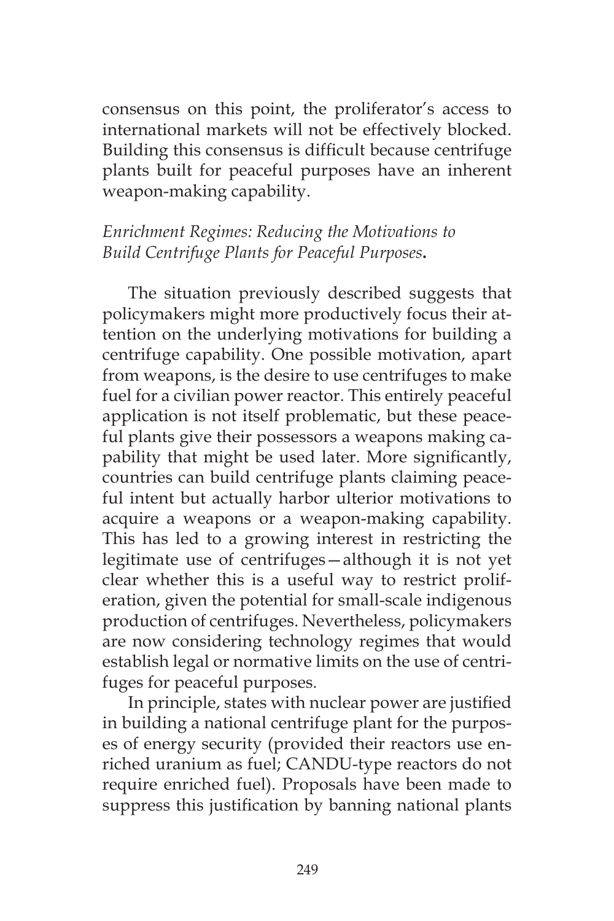consensus on this point, the proliferator's access to international markets will not be effectively blocked. Building this consensus is difficult because centrifuge plants built for peaceful purposes have an inherent weapon-making capability.

*Enrichment Regimes: Reducing the Motivations to Build Centrifuge Plants for Peaceful Purposes***.**

The situation previously described suggests that policymakers might more productively focus their attention on the underlying motivations for building a centrifuge capability. One possible motivation, apart from weapons, is the desire to use centrifuges to make fuel for a civilian power reactor. This entirely peaceful application is not itself problematic, but these peaceful plants give their possessors a weapons making capability that might be used later. More significantly, countries can build centrifuge plants claiming peaceful intent but actually harbor ulterior motivations to acquire a weapons or a weapon-making capability. This has led to a growing interest in restricting the legitimate use of centrifuges—although it is not yet clear whether this is a useful way to restrict proliferation, given the potential for small-scale indigenous production of centrifuges. Nevertheless, policymakers are now considering technology regimes that would establish legal or normative limits on the use of centrifuges for peaceful purposes.

In principle, states with nuclear power are justified in building a national centrifuge plant for the purposes of energy security (provided their reactors use enriched uranium as fuel; CANDU-type reactors do not require enriched fuel). Proposals have been made to suppress this justification by banning national plants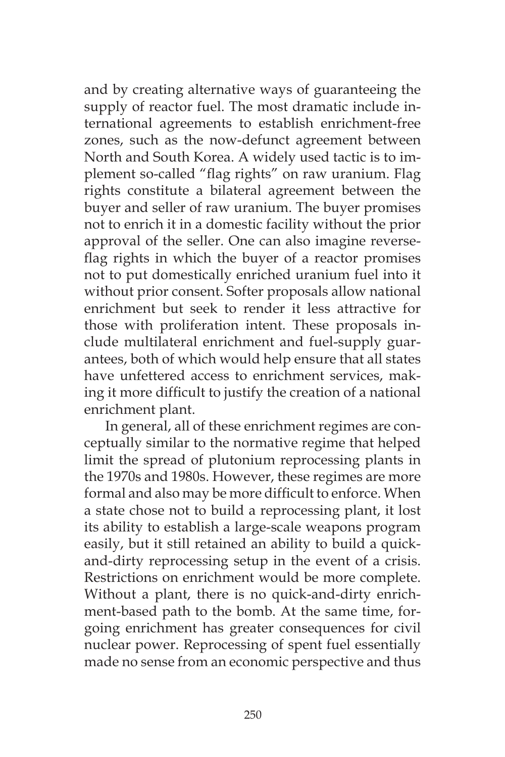and by creating alternative ways of guaranteeing the supply of reactor fuel. The most dramatic include international agreements to establish enrichment-free zones, such as the now-defunct agreement between North and South Korea. A widely used tactic is to implement so-called "flag rights" on raw uranium. Flag rights constitute a bilateral agreement between the buyer and seller of raw uranium. The buyer promises not to enrich it in a domestic facility without the prior approval of the seller. One can also imagine reverse-flag rights in which the buyer of a reactor promises not to put domestically enriched uranium fuel into it without prior consent. Softer proposals allow national enrichment but seek to render it less attractive for those with proliferation intent. These proposals include multilateral enrichment and fuel-supply guarantees, both of which would help ensure that all states have unfettered access to enrichment services, making it more difficult to justify the creation of a national enrichment plant.

In general, all of these enrichment regimes are conceptually similar to the normative regime that helped limit the spread of plutonium reprocessing plants in the 1970s and 1980s. However, these regimes are more formal and also may be more difficult to enforce. When a state chose not to build a reprocessing plant, it lost its ability to establish a large-scale weapons program easily, but it still retained an ability to build a quick-and-dirty reprocessing setup in the event of a crisis. Restrictions on enrichment would be more complete. Without a plant, there is no quick-and-dirty enrichment-based path to the bomb. At the same time, forgoing enrichment has greater consequences for civil nuclear power. Reprocessing of spent fuel essentially made no sense from an economic perspective and thus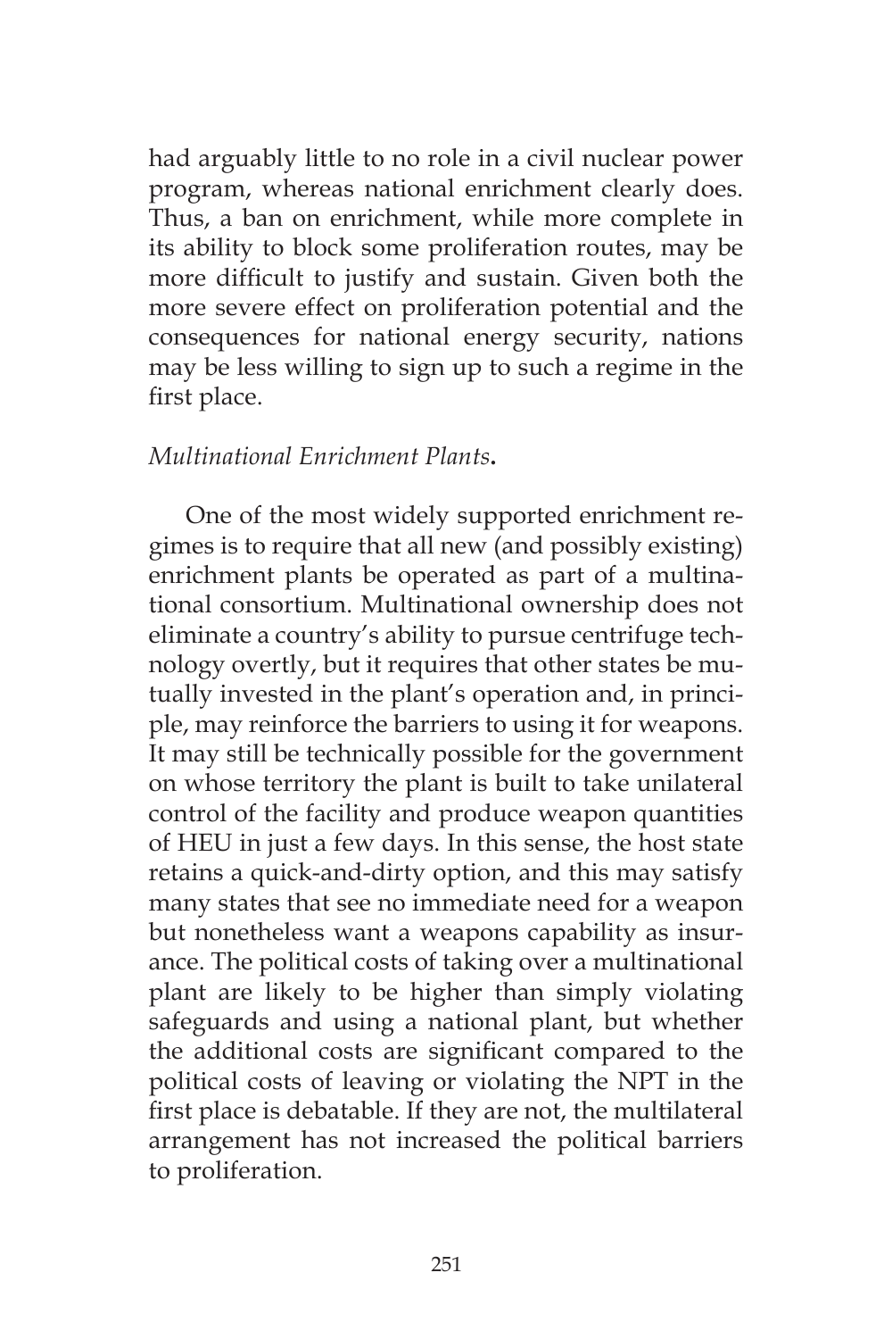had arguably little to no role in a civil nuclear power program, whereas national enrichment clearly does. Thus, a ban on enrichment, while more complete in its ability to block some proliferation routes, may be more difficult to justify and sustain. Given both the more severe effect on proliferation potential and the consequences for national energy security, nations may be less willing to sign up to such a regime in the first place.

*Multinational Enrichment Plants.*

One of the most widely supported enrichment regimes is to require that all new (and possibly existing) enrichment plants be operated as part of a multinational consortium. Multinational ownership does not eliminate a country's ability to pursue centrifuge technology overtly, but it requires that other states be mutually invested in the plant's operation and, in principle, may reinforce the barriers to using it for weapons. It may still be technically possible for the government on whose territory the plant is built to take unilateral control of the facility and produce weapon quantities of HEU in just a few days. In this sense, the host state retains a quick-and-dirty option, and this may satisfy many states that see no immediate need for a weapon but nonetheless want a weapons capability as insurance. The political costs of taking over a multinational plant are likely to be higher than simply violating safeguards and using a national plant, but whether the additional costs are significant compared to the political costs of leaving or violating the NPT in the first place is debatable. If they are not, the multilateral arrangement has not increased the political barriers to proliferation.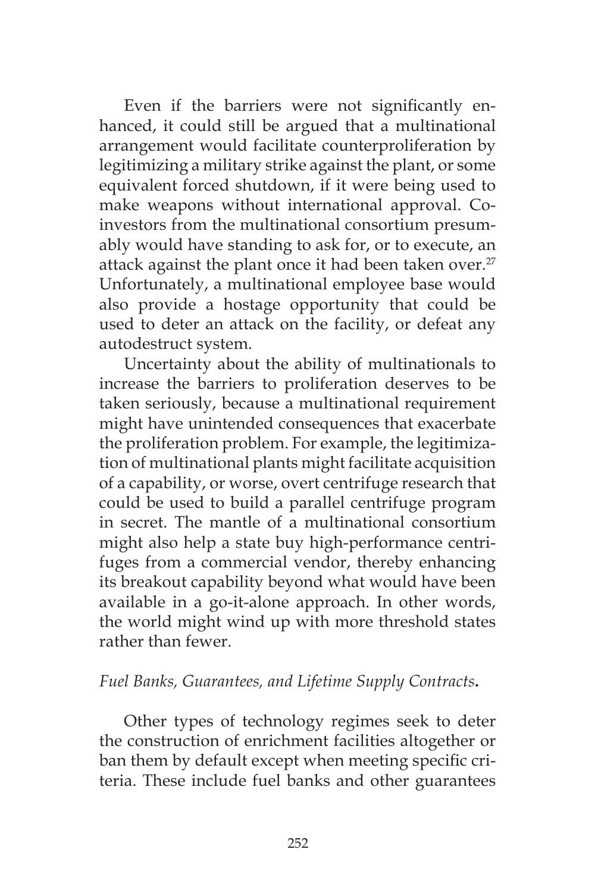Even if the barriers were not significantly enhanced, it could still be argued that a multinational arrangement would facilitate counterproliferation by legitimizing a military strike against the plant, or some equivalent forced shutdown, if it were being used to make weapons without international approval. Co-investors from the multinational consortium presumably would have standing to ask for, or to execute, an attack against the plant once it had been taken over.[27] Unfortunately, a multinational employee base would also provide a hostage opportunity that could be used to deter an attack on the facility, or defeat any autodestruct system.

Uncertainty about the ability of multinationals to increase the barriers to proliferation deserves to be taken seriously, because a multinational requirement might have unintended consequences that exacerbate the proliferation problem. For example, the legitimization of multinational plants might facilitate acquisition of a capability, or worse, overt centrifuge research that could be used to build a parallel centrifuge program in secret. The mantle of a multinational consortium might also help a state buy high-performance centrifuges from a commercial vendor, thereby enhancing its breakout capability beyond what would have been available in a go-it-alone approach. In other words, the world might wind up with more threshold states rather than fewer.

*Fuel Banks, Guarantees, and Lifetime Supply Contracts***.**

Other types of technology regimes seek to deter the construction of enrichment facilities altogether or ban them by default except when meeting specific criteria. These include fuel banks and other guarantees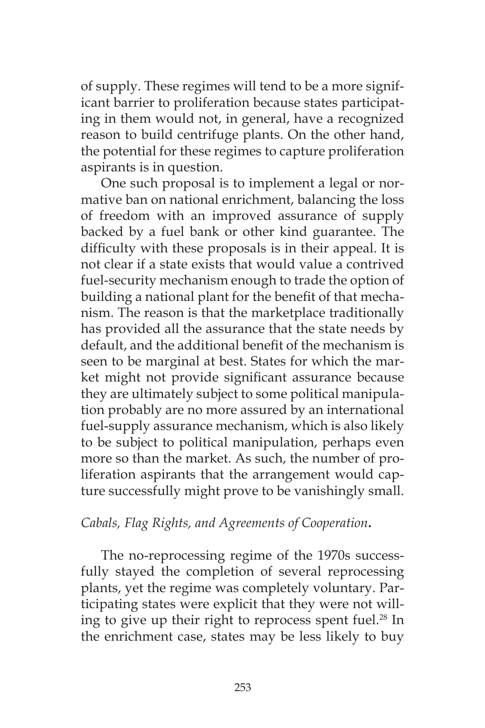of supply. These regimes will tend to be a more significant barrier to proliferation because states participating in them would not, in general, have a recognized reason to build centrifuge plants. On the other hand, the potential for these regimes to capture proliferation aspirants is in question.

One such proposal is to implement a legal or normative ban on national enrichment, balancing the loss of freedom with an improved assurance of supply backed by a fuel bank or other kind guarantee. The difficulty with these proposals is in their appeal. It is not clear if a state exists that would value a contrived fuel-security mechanism enough to trade the option of building a national plant for the benefit of that mechanism. The reason is that the marketplace traditionally has provided all the assurance that the state needs by default, and the additional benefit of the mechanism is seen to be marginal at best. States for which the market might not provide significant assurance because they are ultimately subject to some political manipulation probably are no more assured by an international fuel-supply assurance mechanism, which is also likely to be subject to political manipulation, perhaps even more so than the market. As such, the number of proliferation aspirants that the arrangement would capture successfully might prove to be vanishingly small.

### *Cabals, Flag Rights, and Agreements of Cooperation***.**

The no-reprocessing regime of the 1970s successfully stayed the completion of several reprocessing plants, yet the regime was completely voluntary. Participating states were explicit that they were not willing to give up their right to reprocess spent fuel.[28] In the enrichment case, states may be less likely to buy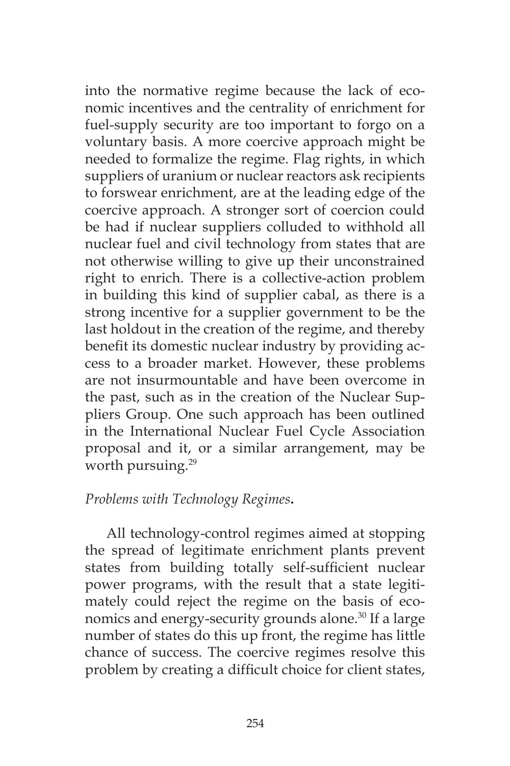into the normative regime because the lack of economic incentives and the centrality of enrichment for fuel-supply security are too important to forgo on a voluntary basis. A more coercive approach might be needed to formalize the regime. Flag rights, in which suppliers of uranium or nuclear reactors ask recipients to forswear enrichment, are at the leading edge of the coercive approach. A stronger sort of coercion could be had if nuclear suppliers colluded to withhold all nuclear fuel and civil technology from states that are not otherwise willing to give up their unconstrained right to enrich. There is a collective-action problem in building this kind of supplier cabal, as there is a strong incentive for a supplier government to be the last holdout in the creation of the regime, and thereby benefit its domestic nuclear industry by providing access to a broader market. However, these problems are not insurmountable and have been overcome in the past, such as in the creation of the Nuclear Suppliers Group. One such approach has been outlined in the International Nuclear Fuel Cycle Association proposal and it, or a similar arrangement, may be worth pursuing.[29]

*Problems with Technology Regimes***.**

All technology-control regimes aimed at stopping the spread of legitimate enrichment plants prevent states from building totally self-sufficient nuclear power programs, with the result that a state legitimately could reject the regime on the basis of economics and energy-security grounds alone.[30] If a large number of states do this up front, the regime has little chance of success. The coercive regimes resolve this problem by creating a difficult choice for client states,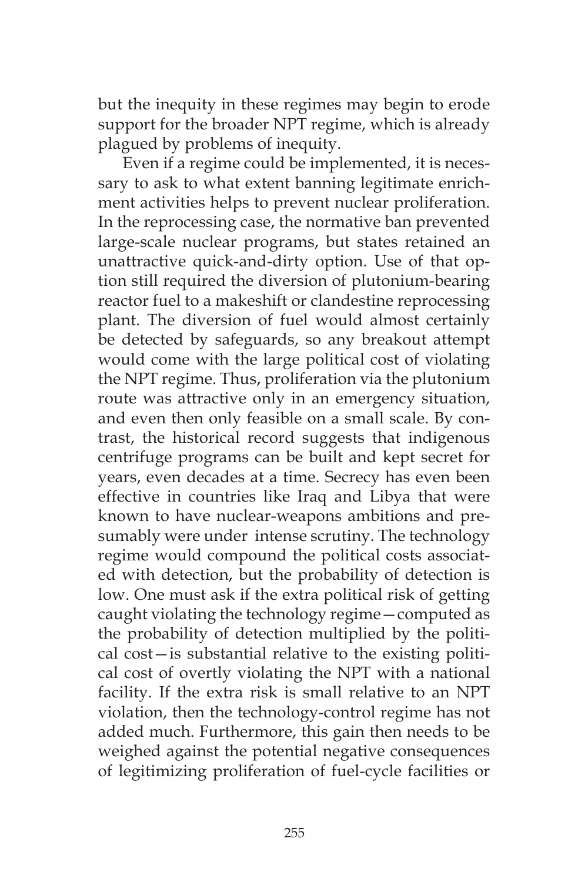but the inequity in these regimes may begin to erode support for the broader NPT regime, which is already plagued by problems of inequity.

Even if a regime could be implemented, it is necessary to ask to what extent banning legitimate enrichment activities helps to prevent nuclear proliferation. In the reprocessing case, the normative ban prevented large-scale nuclear programs, but states retained an unattractive quick-and-dirty option. Use of that option still required the diversion of plutonium-bearing reactor fuel to a makeshift or clandestine reprocessing plant. The diversion of fuel would almost certainly be detected by safeguards, so any breakout attempt would come with the large political cost of violating the NPT regime. Thus, proliferation via the plutonium route was attractive only in an emergency situation, and even then only feasible on a small scale. By contrast, the historical record suggests that indigenous centrifuge programs can be built and kept secret for years, even decades at a time. Secrecy has even been effective in countries like Iraq and Libya that were known to have nuclear-weapons ambitions and presumably were under intense scrutiny. The technology regime would compound the political costs associated with detection, but the probability of detection is low. One must ask if the extra political risk of getting caught violating the technology regime—computed as the probability of detection multiplied by the political cost—is substantial relative to the existing political cost of overtly violating the NPT with a national facility. If the extra risk is small relative to an NPT violation, then the technology-control regime has not added much. Furthermore, this gain then needs to be weighed against the potential negative consequences of legitimizing proliferation of fuel-cycle facilities or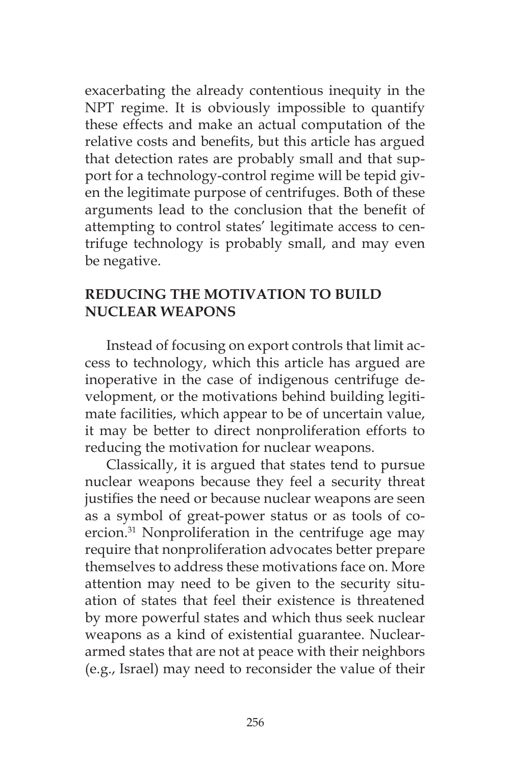exacerbating the already contentious inequity in the NPT regime. It is obviously impossible to quantify these effects and make an actual computation of the relative costs and benefits, but this article has argued that detection rates are probably small and that support for a technology-control regime will be tepid given the legitimate purpose of centrifuges. Both of these arguments lead to the conclusion that the benefit of attempting to control states' legitimate access to centrifuge technology is probably small, and may even be negative.

## REDUCING THE MOTIVATION TO BUILD NUCLEAR WEAPONS

Instead of focusing on export controls that limit access to technology, which this article has argued are inoperative in the case of indigenous centrifuge development, or the motivations behind building legitimate facilities, which appear to be of uncertain value, it may be better to direct nonproliferation efforts to reducing the motivation for nuclear weapons.

Classically, it is argued that states tend to pursue nuclear weapons because they feel a security threat justifies the need or because nuclear weapons are seen as a symbol of great-power status or as tools of coercion.[31] Nonproliferation in the centrifuge age may require that nonproliferation advocates better prepare themselves to address these motivations face on. More attention may need to be given to the security situation of states that feel their existence is threatened by more powerful states and which thus seek nuclear weapons as a kind of existential guarantee. Nuclear-armed states that are not at peace with their neighbors (e.g., Israel) may need to reconsider the value of their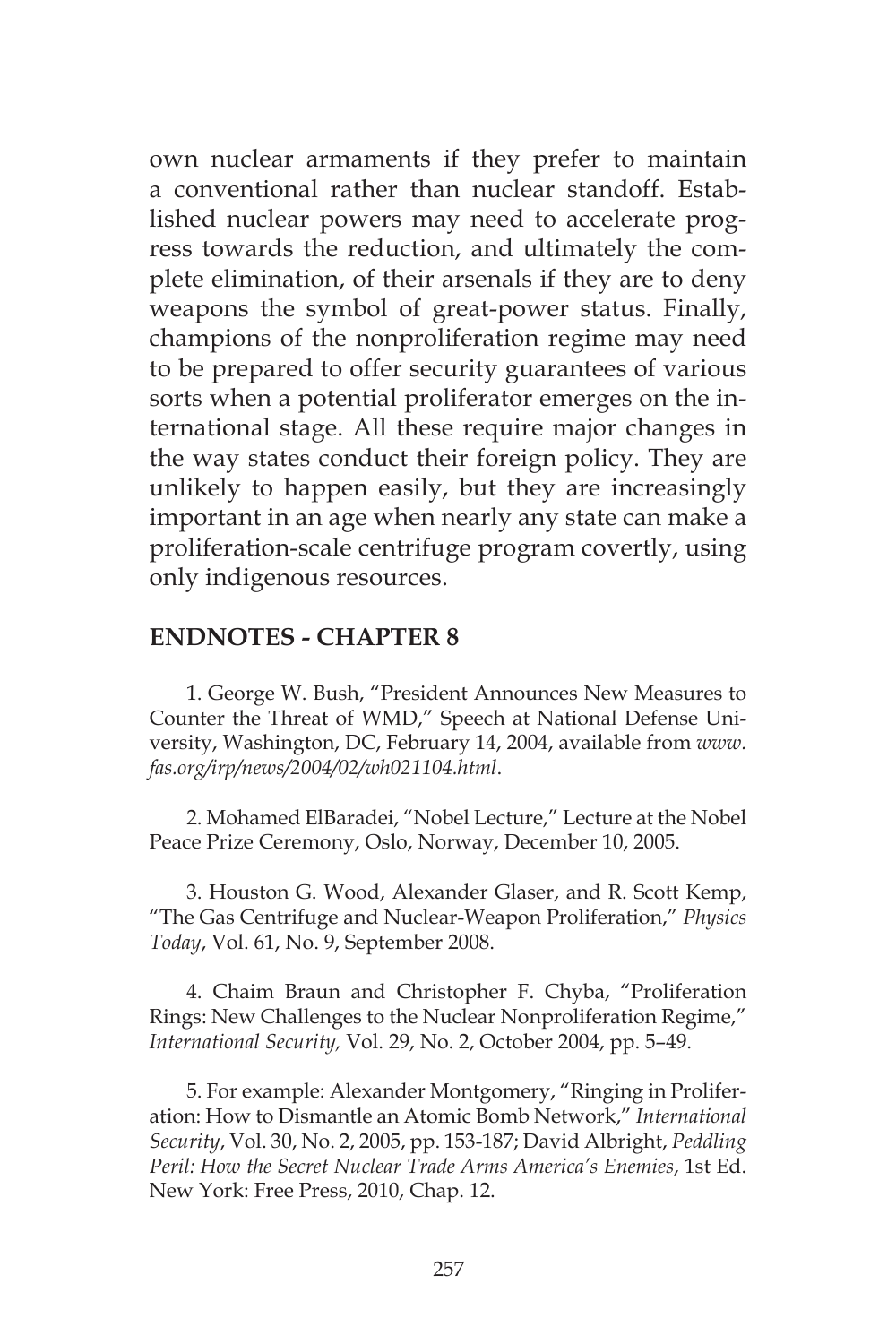own nuclear armaments if they prefer to maintain a conventional rather than nuclear standoff. Established nuclear powers may need to accelerate progress towards the reduction, and ultimately the complete elimination, of their arsenals if they are to deny weapons the symbol of great-power status. Finally, champions of the nonproliferation regime may need to be prepared to offer security guarantees of various sorts when a potential proliferator emerges on the international stage. All these require major changes in the way states conduct their foreign policy. They are unlikely to happen easily, but they are increasingly important in an age when nearly any state can make a proliferation-scale centrifuge program covertly, using only indigenous resources.

## ENDNOTES - CHAPTER 8

1. George W. Bush, "President Announces New Measures to Counter the Threat of WMD," Speech at National Defense University, Washington, DC, February 14, 2004, available from *www.fas.org/irp/news/2004/02/wh021104.html*.

2. Mohamed ElBaradei, "Nobel Lecture," Lecture at the Nobel Peace Prize Ceremony, Oslo, Norway, December 10, 2005.

3. Houston G. Wood, Alexander Glaser, and R. Scott Kemp, "The Gas Centrifuge and Nuclear-Weapon Proliferation," *Physics Today*, Vol. 61, No. 9, September 2008.

4. Chaim Braun and Christopher F. Chyba, "Proliferation Rings: New Challenges to the Nuclear Nonproliferation Regime," *International Security,* Vol. 29, No. 2, October 2004, pp. 5–49.

5. For example: Alexander Montgomery, "Ringing in Proliferation: How to Dismantle an Atomic Bomb Network," *International Security*, Vol. 30, No. 2, 2005, pp. 153-187; David Albright, *Peddling Peril: How the Secret Nuclear Trade Arms America's Enemies*, 1st Ed. New York: Free Press, 2010, Chap. 12.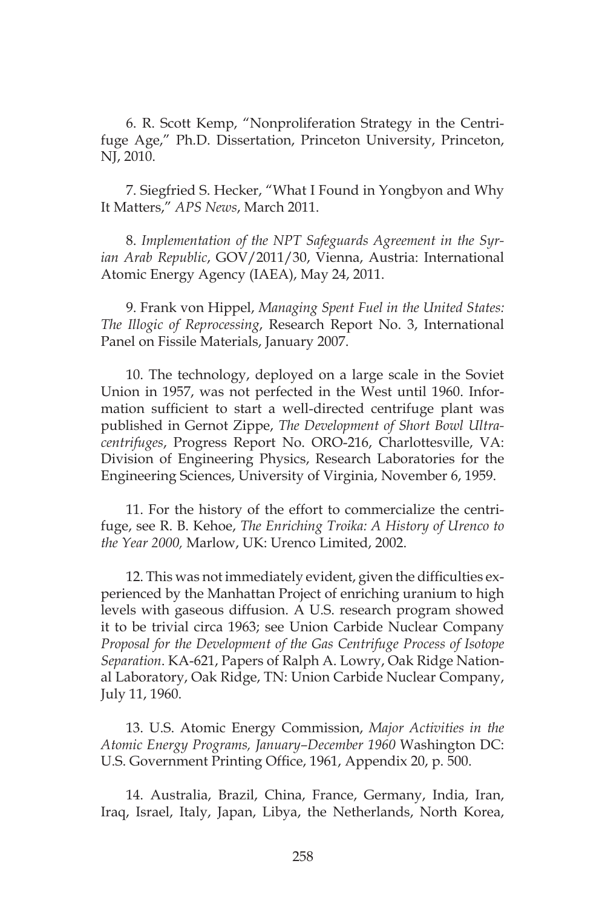6. R. Scott Kemp, "Nonproliferation Strategy in the Centrifuge Age," Ph.D. Dissertation, Princeton University, Princeton, NJ, 2010.

7. Siegfried S. Hecker, "What I Found in Yongbyon and Why It Matters," *APS News*, March 2011.

8. *Implementation of the NPT Safeguards Agreement in the Syrian Arab Republic*, GOV/2011/30, Vienna, Austria: International Atomic Energy Agency (IAEA), May 24, 2011.

9. Frank von Hippel, *Managing Spent Fuel in the United States: The Illogic of Reprocessing*, Research Report No. 3, International Panel on Fissile Materials, January 2007.

10. The technology, deployed on a large scale in the Soviet Union in 1957, was not perfected in the West until 1960. Information sufficient to start a well-directed centrifuge plant was published in Gernot Zippe, *The Development of Short Bowl Ultracentrifuges*, Progress Report No. ORO-216, Charlottesville, VA: Division of Engineering Physics, Research Laboratories for the Engineering Sciences, University of Virginia, November 6, 1959.

11. For the history of the effort to commercialize the centrifuge, see R. B. Kehoe, *The Enriching Troika: A History of Urenco to the Year 2000,* Marlow, UK: Urenco Limited, 2002.

12. This was not immediately evident, given the difficulties experienced by the Manhattan Project of enriching uranium to high levels with gaseous diffusion. A U.S. research program showed it to be trivial circa 1963; see Union Carbide Nuclear Company *Proposal for the Development of the Gas Centrifuge Process of Isotope Separation*. KA-621, Papers of Ralph A. Lowry, Oak Ridge National Laboratory, Oak Ridge, TN: Union Carbide Nuclear Company, July 11, 1960.

13. U.S. Atomic Energy Commission, *Major Activities in the Atomic Energy Programs, January–December 1960* Washington DC: U.S. Government Printing Office, 1961, Appendix 20, p. 500.

14. Australia, Brazil, China, France, Germany, India, Iran, Iraq, Israel, Italy, Japan, Libya, the Netherlands, North Korea,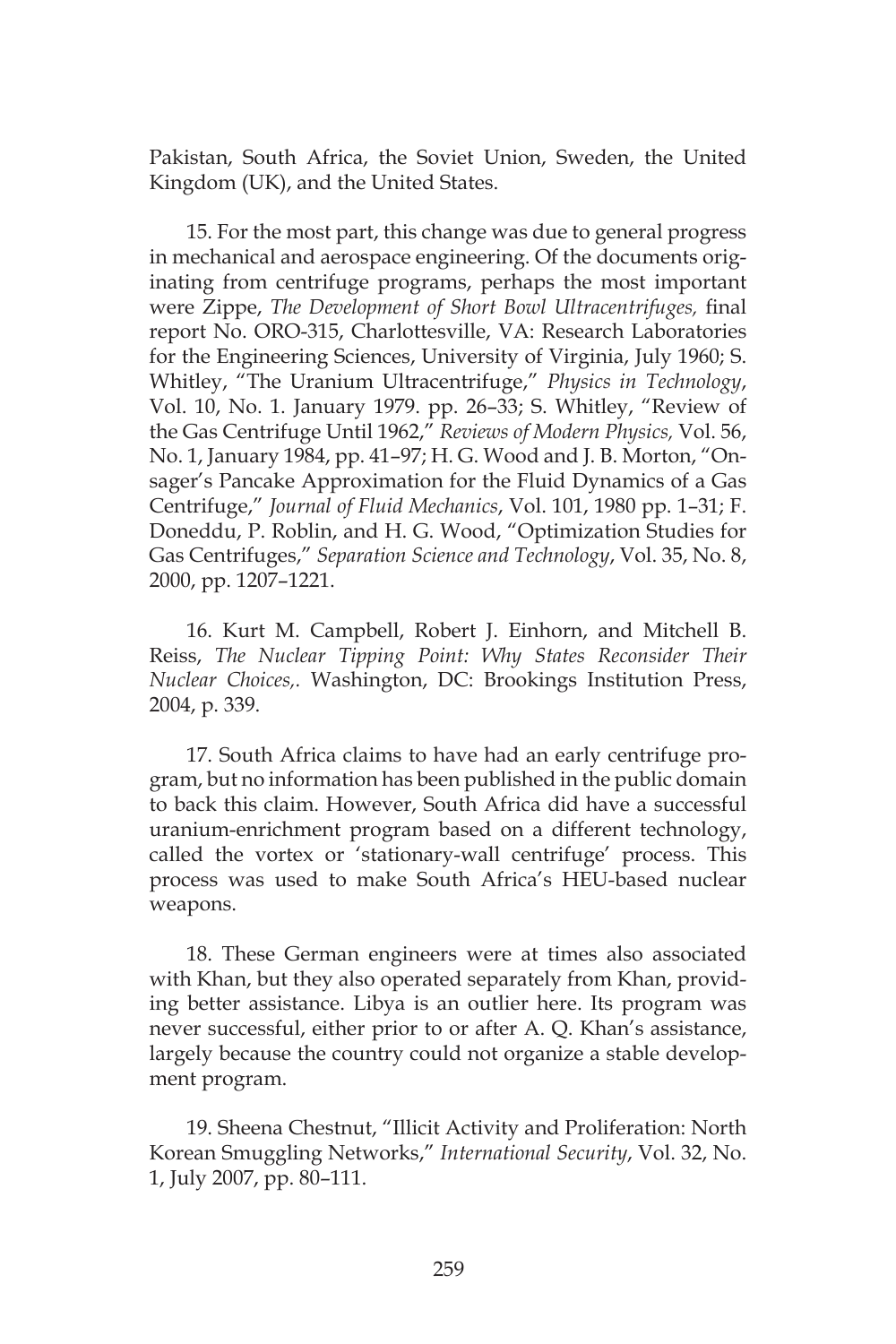Pakistan, South Africa, the Soviet Union, Sweden, the United Kingdom (UK), and the United States.

15. For the most part, this change was due to general progress in mechanical and aerospace engineering. Of the documents originating from centrifuge programs, perhaps the most important were Zippe, *The Development of Short Bowl Ultracentrifuges,* final report No. ORO-315, Charlottesville, VA: Research Laboratories for the Engineering Sciences, University of Virginia, July 1960; S. Whitley, "The Uranium Ultracentrifuge," *Physics in Technology*, Vol. 10, No. 1. January 1979. pp. 26–33; S. Whitley, "Review of the Gas Centrifuge Until 1962," *Reviews of Modern Physics,* Vol. 56, No. 1, January 1984, pp. 41–97; H. G. Wood and J. B. Morton, "Onsager's Pancake Approximation for the Fluid Dynamics of a Gas Centrifuge," *Journal of Fluid Mechanics*, Vol. 101, 1980 pp. 1–31; F. Doneddu, P. Roblin, and H. G. Wood, "Optimization Studies for Gas Centrifuges," *Separation Science and Technology*, Vol. 35, No. 8, 2000, pp. 1207–1221.

16. Kurt M. Campbell, Robert J. Einhorn, and Mitchell B. Reiss, *The Nuclear Tipping Point: Why States Reconsider Their Nuclear Choices,*. Washington, DC: Brookings Institution Press, 2004, p. 339.

17. South Africa claims to have had an early centrifuge program, but no information has been published in the public domain to back this claim. However, South Africa did have a successful uranium-enrichment program based on a different technology, called the vortex or 'stationary-wall centrifuge' process. This process was used to make South Africa's HEU-based nuclear weapons.

18. These German engineers were at times also associated with Khan, but they also operated separately from Khan, providing better assistance. Libya is an outlier here. Its program was never successful, either prior to or after A. Q. Khan's assistance, largely because the country could not organize a stable development program.

19. Sheena Chestnut, "Illicit Activity and Proliferation: North Korean Smuggling Networks," *International Security*, Vol. 32, No. 1, July 2007, pp. 80–111.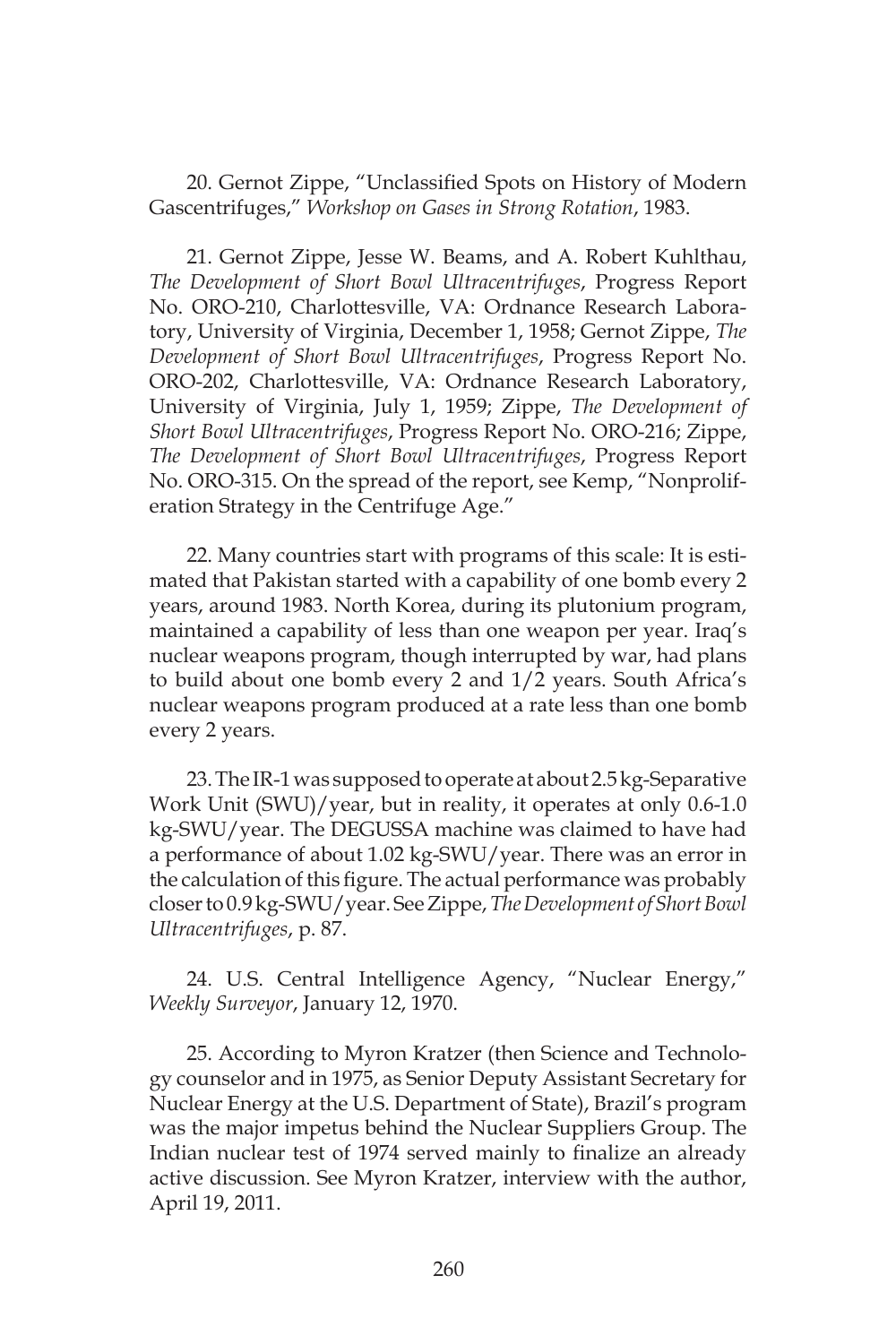20. Gernot Zippe, "Unclassified Spots on History of Modern Gascentrifuges," *Workshop on Gases in Strong Rotation*, 1983.

21. Gernot Zippe, Jesse W. Beams, and A. Robert Kuhlthau, *The Development of Short Bowl Ultracentrifuges*, Progress Report No. ORO-210, Charlottesville, VA: Ordnance Research Laboratory, University of Virginia, December 1, 1958; Gernot Zippe, *The Development of Short Bowl Ultracentrifuges*, Progress Report No. ORO-202, Charlottesville, VA: Ordnance Research Laboratory, University of Virginia, July 1, 1959; Zippe, *The Development of Short Bowl Ultracentrifuges*, Progress Report No. ORO-216; Zippe, *The Development of Short Bowl Ultracentrifuges*, Progress Report No. ORO-315. On the spread of the report, see Kemp, "Nonproliferation Strategy in the Centrifuge Age."

22. Many countries start with programs of this scale: It is estimated that Pakistan started with a capability of one bomb every 2 years, around 1983. North Korea, during its plutonium program, maintained a capability of less than one weapon per year. Iraq's nuclear weapons program, though interrupted by war, had plans to build about one bomb every 2 and 1/2 years. South Africa's nuclear weapons program produced at a rate less than one bomb every 2 years.

23. The IR-1 was supposed to operate at about 2.5 kg-Separative Work Unit (SWU)/year, but in reality, it operates at only 0.6-1.0 kg-SWU/year. The DEGUSSA machine was claimed to have had a performance of about 1.02 kg-SWU/year. There was an error in the calculation of this figure. The actual performance was probably closer to 0.9 kg-SWU/year. See Zippe, *The Development of Short Bowl Ultracentrifuges*, p. 87.

24. U.S. Central Intelligence Agency, "Nuclear Energy," *Weekly Surveyor*, January 12, 1970.

25. According to Myron Kratzer (then Science and Technology counselor and in 1975, as Senior Deputy Assistant Secretary for Nuclear Energy at the U.S. Department of State), Brazil's program was the major impetus behind the Nuclear Suppliers Group. The Indian nuclear test of 1974 served mainly to finalize an already active discussion. See Myron Kratzer, interview with the author, April 19, 2011.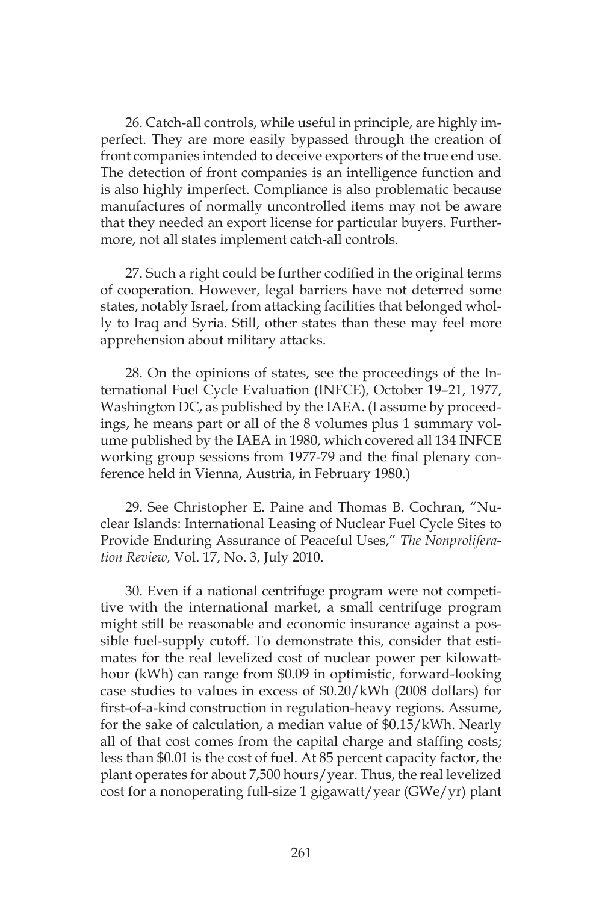26. Catch-all controls, while useful in principle, are highly imperfect. They are more easily bypassed through the creation of front companies intended to deceive exporters of the true end use. The detection of front companies is an intelligence function and is also highly imperfect. Compliance is also problematic because manufactures of normally uncontrolled items may not be aware that they needed an export license for particular buyers. Furthermore, not all states implement catch-all controls.

27. Such a right could be further codified in the original terms of cooperation. However, legal barriers have not deterred some states, notably Israel, from attacking facilities that belonged wholly to Iraq and Syria. Still, other states than these may feel more apprehension about military attacks.

28. On the opinions of states, see the proceedings of the International Fuel Cycle Evaluation (INFCE), October 19–21, 1977, Washington DC, as published by the IAEA. (I assume by proceedings, he means part or all of the 8 volumes plus 1 summary volume published by the IAEA in 1980, which covered all 134 INFCE working group sessions from 1977-79 and the final plenary conference held in Vienna, Austria, in February 1980.)

29. See Christopher E. Paine and Thomas B. Cochran, "Nuclear Islands: International Leasing of Nuclear Fuel Cycle Sites to Provide Enduring Assurance of Peaceful Uses," *The Nonproliferation Review,* Vol. 17, No. 3, July 2010.

30. Even if a national centrifuge program were not competitive with the international market, a small centrifuge program might still be reasonable and economic insurance against a possible fuel-supply cutoff. To demonstrate this, consider that estimates for the real levelized cost of nuclear power per kilowatt-hour (kWh) can range from \$0.09 in optimistic, forward-looking case studies to values in excess of \$0.20/kWh (2008 dollars) for first-of-a-kind construction in regulation-heavy regions. Assume, for the sake of calculation, a median value of \$0.15/kWh. Nearly all of that cost comes from the capital charge and staffing costs; less than \$0.01 is the cost of fuel. At 85 percent capacity factor, the plant operates for about 7,500 hours/year. Thus, the real levelized cost for a nonoperating full-size 1 gigawatt/year (GWe/yr) plant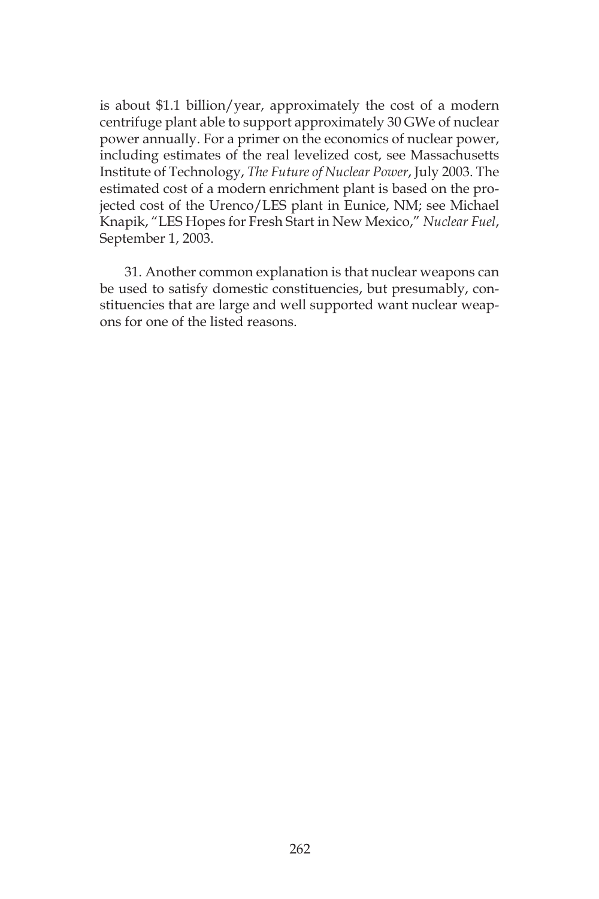is about \$1.1 billion/year, approximately the cost of a modern centrifuge plant able to support approximately 30 GWe of nuclear power annually. For a primer on the economics of nuclear power, including estimates of the real levelized cost, see Massachusetts Institute of Technology, *The Future of Nuclear Power*, July 2003. The estimated cost of a modern enrichment plant is based on the projected cost of the Urenco/LES plant in Eunice, NM; see Michael Knapik, "LES Hopes for Fresh Start in New Mexico," *Nuclear Fuel*, September 1, 2003.

31. Another common explanation is that nuclear weapons can be used to satisfy domestic constituencies, but presumably, constituencies that are large and well supported want nuclear weapons for one of the listed reasons.